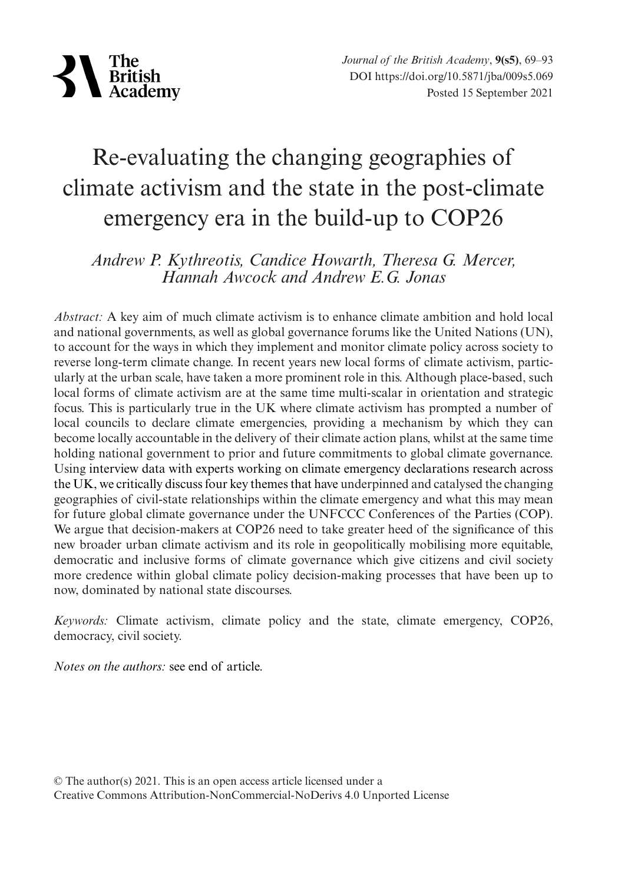# Re-evaluating the changing geographies of climate activism and the state in the post-climate emergency era in the build-up to COP26

*Andrew P. Kythreotis, Candice Howarth, Theresa G. Mercer, Hannah Awcock and Andrew E.G. Jonas*

*Abstract:* A key aim of much climate activism is to enhance climate ambition and hold local and national governments, as well as global governance forums like the United Nations (UN), to account for the ways in which they implement and monitor climate policy across society to reverse long-term climate change. In recent years new local forms of climate activism, particularly at the urban scale, have taken a more prominent role in this. Although place-based, such local forms of climate activism are at the same time multi-scalar in orientation and strategic focus. This is particularly true in the UK where climate activism has prompted a number of local councils to declare climate emergencies, providing a mechanism by which they can become locally accountable in the delivery of their climate action plans, whilst at the same time holding national government to prior and future commitments to global climate governance. Using interview data with experts working on climate emergency declarations research across the UK, we critically discuss four key themes that have underpinned and catalysed the changing geographies of civil-state relationships within the climate emergency and what this may mean for future global climate governance under the UNFCCC Conferences of the Parties (COP). We argue that decision-makers at COP26 need to take greater heed of the significance of this new broader urban climate activism and its role in geopolitically mobilising more equitable, democratic and inclusive forms of climate governance which give citizens and civil society more credence within global climate policy decision-making processes that have been up to now, dominated by national state discourses.

*Keywords:* Climate activism, climate policy and the state, climate emergency, COP26, democracy, civil society.

*Notes on the authors:* see end of article.

© The author(s) 2021. This is an open access article licensed under a Creative Commons Attribution-NonCommercial-NoDerivs 4.0 Unported License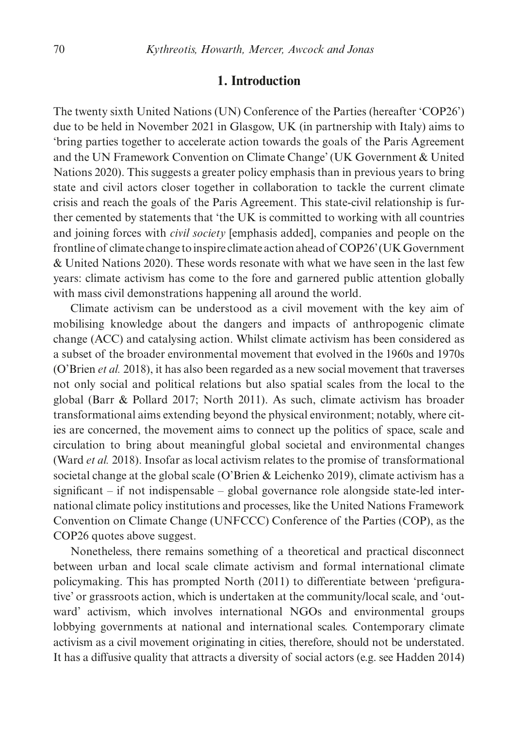## 1. Introduction

The twenty sixth United Nations (UN) Conference of the Parties (hereafter 'COP26') due to be held in November 2021 in Glasgow, UK (in partnership with Italy) aims to 'bring parties together to accelerate action towards the goals of the Paris Agreement and the UN Framework Convention on Climate Change' (UK Government & United Nations 2020). This suggests a greater policy emphasis than in previous years to bring state and civil actors closer together in collaboration to tackle the current climate crisis and reach the goals of the Paris Agreement. This state-civil relationship is further cemented by statements that 'the UK is committed to working with all countries and joining forces with *civil society* [emphasis added], companies and people on the frontline of climate change to inspire climate action ahead of COP26' (UK Government & United Nations 2020). These words resonate with what we have seen in the last few years: climate activism has come to the fore and garnered public attention globally with mass civil demonstrations happening all around the world.

Climate activism can be understood as a civil movement with the key aim of mobilising knowledge about the dangers and impacts of anthropogenic climate change (ACC) and catalysing action. Whilst climate activism has been considered as a subset of the broader environmental movement that evolved in the 1960s and 1970s (O'Brien *et al.* 2018), it has also been regarded as a new social movement that traverses not only social and political relations but also spatial scales from the local to the global (Barr & Pollard 2017; North 2011). As such, climate activism has broader transformational aims extending beyond the physical environment; notably, where cities are concerned, the movement aims to connect up the politics of space, scale and circulation to bring about meaningful global societal and environmental changes (Ward *et al.* 2018). Insofar as local activism relates to the promise of transformational societal change at the global scale (O'Brien & Leichenko 2019), climate activism has a significant – if not indispensable – global governance role alongside state-led international climate policy institutions and processes, like the United Nations Framework Convention on Climate Change (UNFCCC) Conference of the Parties (COP), as the COP26 quotes above suggest.

Nonetheless, there remains something of a theoretical and practical disconnect between urban and local scale climate activism and formal international climate policymaking. This has prompted North (2011) to differentiate between 'prefigurative' or grassroots action, which is undertaken at the community/local scale, and 'outward' activism, which involves international NGOs and environmental groups lobbying governments at national and international scales. Contemporary climate activism as a civil movement originating in cities, therefore, should not be understated. It has a diffusive quality that attracts a diversity of social actors (e.g. see Hadden 2014)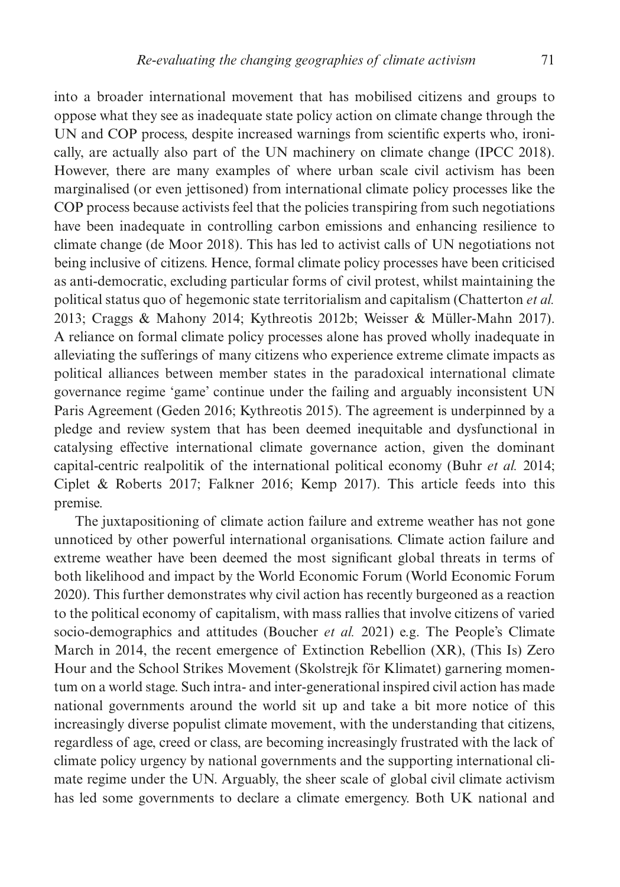into a broader international movement that has mobilised citizens and groups to oppose what they see as inadequate state policy action on climate change through the UN and COP process, despite increased warnings from scientific experts who, ironically, are actually also part of the UN machinery on climate change (IPCC 2018). However, there are many examples of where urban scale civil activism has been marginalised (or even jettisoned) from international climate policy processes like the COP process because activists feel that the policies transpiring from such negotiations have been inadequate in controlling carbon emissions and enhancing resilience to climate change (de Moor 2018). This has led to activist calls of UN negotiations not being inclusive of citizens. Hence, formal climate policy processes have been criticised as anti-democratic, excluding particular forms of civil protest, whilst maintaining the political status quo of hegemonic state territorialism and capitalism (Chatterton *et al.* 2013; Craggs & Mahony 2014; Kythreotis 2012b; Weisser & Müller-Mahn 2017). A reliance on formal climate policy processes alone has proved wholly inadequate in alleviating the sufferings of many citizens who experience extreme climate impacts as political alliances between member states in the paradoxical international climate governance regime 'game' continue under the failing and arguably inconsistent UN Paris Agreement (Geden 2016; Kythreotis 2015). The agreement is underpinned by a pledge and review system that has been deemed inequitable and dysfunctional in catalysing effective international climate governance action, given the dominant capital-centric realpolitik of the international political economy (Buhr *et al.* 2014; Ciplet & Roberts 2017; Falkner 2016; Kemp 2017). This article feeds into this premise.

The juxtapositioning of climate action failure and extreme weather has not gone unnoticed by other powerful international organisations. Climate action failure and extreme weather have been deemed the most significant global threats in terms of both likelihood and impact by the World Economic Forum (World Economic Forum 2020). This further demonstrates why civil action has recently burgeoned as a reaction to the political economy of capitalism, with mass rallies that involve citizens of varied socio-demographics and attitudes (Boucher *et al.* 2021) e.g. The People's Climate March in 2014, the recent emergence of Extinction Rebellion (XR), (This Is) Zero Hour and the School Strikes Movement (Skolstrejk för Klimatet) garnering momentum on a world stage. Such intra- and inter-generational inspired civil action has made national governments around the world sit up and take a bit more notice of this increasingly diverse populist climate movement, with the understanding that citizens, regardless of age, creed or class, are becoming increasingly frustrated with the lack of climate policy urgency by national governments and the supporting international climate regime under the UN. Arguably, the sheer scale of global civil climate activism has led some governments to declare a climate emergency. Both UK national and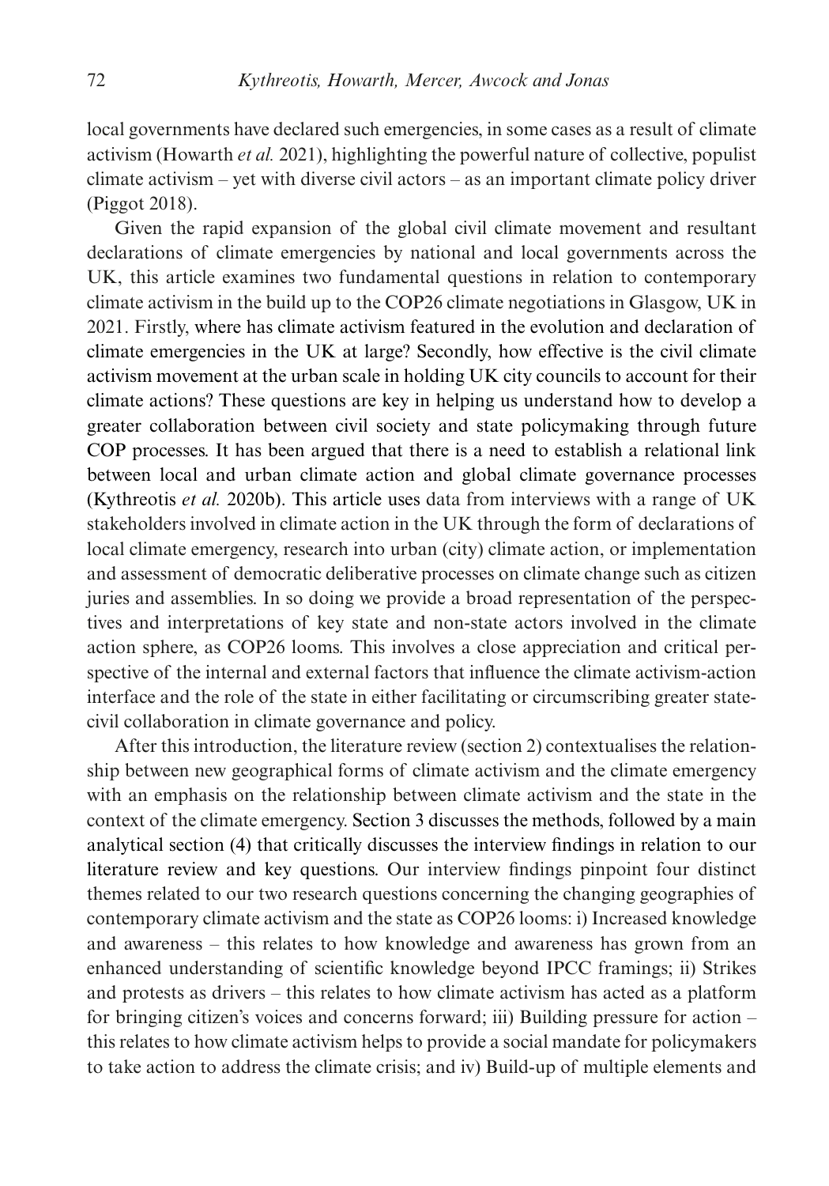local governments have declared such emergencies, in some cases as a result of climate activism (Howarth *et al.* 2021), highlighting the powerful nature of collective, populist climate activism – yet with diverse civil actors – as an important climate policy driver (Piggot 2018).

Given the rapid expansion of the global civil climate movement and resultant declarations of climate emergencies by national and local governments across the UK, this article examines two fundamental questions in relation to contemporary climate activism in the build up to the COP26 climate negotiations in Glasgow, UK in 2021. Firstly, where has climate activism featured in the evolution and declaration of climate emergencies in the UK at large? Secondly, how effective is the civil climate activism movement at the urban scale in holding UK city councils to account for their climate actions? These questions are key in helping us understand how to develop a greater collaboration between civil society and state policymaking through future COP processes. It has been argued that there is a need to establish a relational link between local and urban climate action and global climate governance processes (Kythreotis *et al.* 2020b). This article uses data from interviews with a range of UK stakeholders involved in climate action in the UK through the form of declarations of local climate emergency, research into urban (city) climate action, or implementation and assessment of democratic deliberative processes on climate change such as citizen juries and assemblies. In so doing we provide a broad representation of the perspectives and interpretations of key state and non-state actors involved in the climate action sphere, as COP26 looms. This involves a close appreciation and critical perspective of the internal and external factors that influence the climate activism-action interface and the role of the state in either facilitating or circumscribing greater state-civil collaboration in climate governance and policy.

After this introduction, the literature review (section 2) contextualises the relationship between new geographical forms of climate activism and the climate emergency with an emphasis on the relationship between climate activism and the state in the context of the climate emergency. Section 3 discusses the methods, followed by a main analytical section (4) that critically discusses the interview findings in relation to our literature review and key questions. Our interview findings pinpoint four distinct themes related to our two research questions concerning the changing geographies of contemporary climate activism and the state as COP26 looms: i) Increased knowledge and awareness – this relates to how knowledge and awareness has grown from an enhanced understanding of scientific knowledge beyond IPCC framings; ii) Strikes and protests as drivers – this relates to how climate activism has acted as a platform for bringing citizen's voices and concerns forward; iii) Building pressure for action – this relates to how climate activism helps to provide a social mandate for policymakers to take action to address the climate crisis; and iv) Build-up of multiple elements and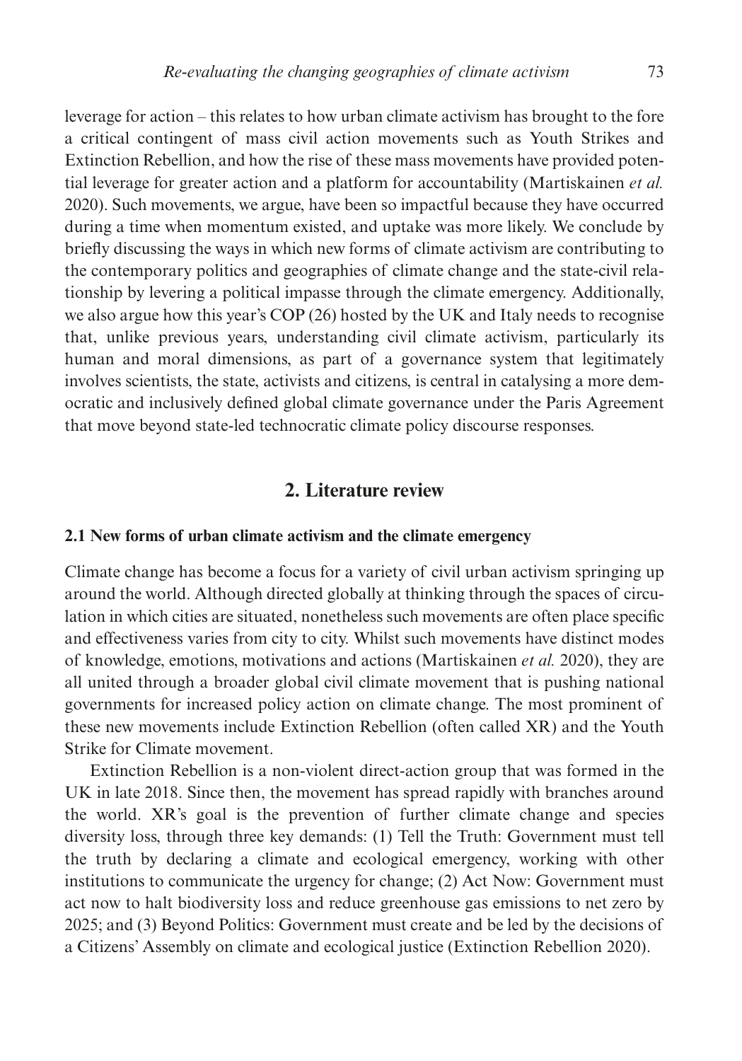leverage for action – this relates to how urban climate activism has brought to the fore a critical contingent of mass civil action movements such as Youth Strikes and Extinction Rebellion, and how the rise of these mass movements have provided potential leverage for greater action and a platform for accountability (Martiskainen *et al.* 2020). Such movements, we argue, have been so impactful because they have occurred during a time when momentum existed, and uptake was more likely. We conclude by briefly discussing the ways in which new forms of climate activism are contributing to the contemporary politics and geographies of climate change and the state-civil relationship by levering a political impasse through the climate emergency. Additionally, we also argue how this year's COP (26) hosted by the UK and Italy needs to recognise that, unlike previous years, understanding civil climate activism, particularly its human and moral dimensions, as part of a governance system that legitimately involves scientists, the state, activists and citizens, is central in catalysing a more democratic and inclusively defined global climate governance under the Paris Agreement that move beyond state-led technocratic climate policy discourse responses.

## 2. Literature review

### 2.1 New forms of urban climate activism and the climate emergency

Climate change has become a focus for a variety of civil urban activism springing up around the world. Although directed globally at thinking through the spaces of circulation in which cities are situated, nonetheless such movements are often place specific and effectiveness varies from city to city. Whilst such movements have distinct modes of knowledge, emotions, motivations and actions (Martiskainen *et al.* 2020), they are all united through a broader global civil climate movement that is pushing national governments for increased policy action on climate change. The most prominent of these new movements include Extinction Rebellion (often called XR) and the Youth Strike for Climate movement.

Extinction Rebellion is a non-violent direct-action group that was formed in the UK in late 2018. Since then, the movement has spread rapidly with branches around the world. XR's goal is the prevention of further climate change and species diversity loss, through three key demands: (1) Tell the Truth: Government must tell the truth by declaring a climate and ecological emergency, working with other institutions to communicate the urgency for change; (2) Act Now: Government must act now to halt biodiversity loss and reduce greenhouse gas emissions to net zero by 2025; and (3) Beyond Politics: Government must create and be led by the decisions of a Citizens' Assembly on climate and ecological justice (Extinction Rebellion 2020).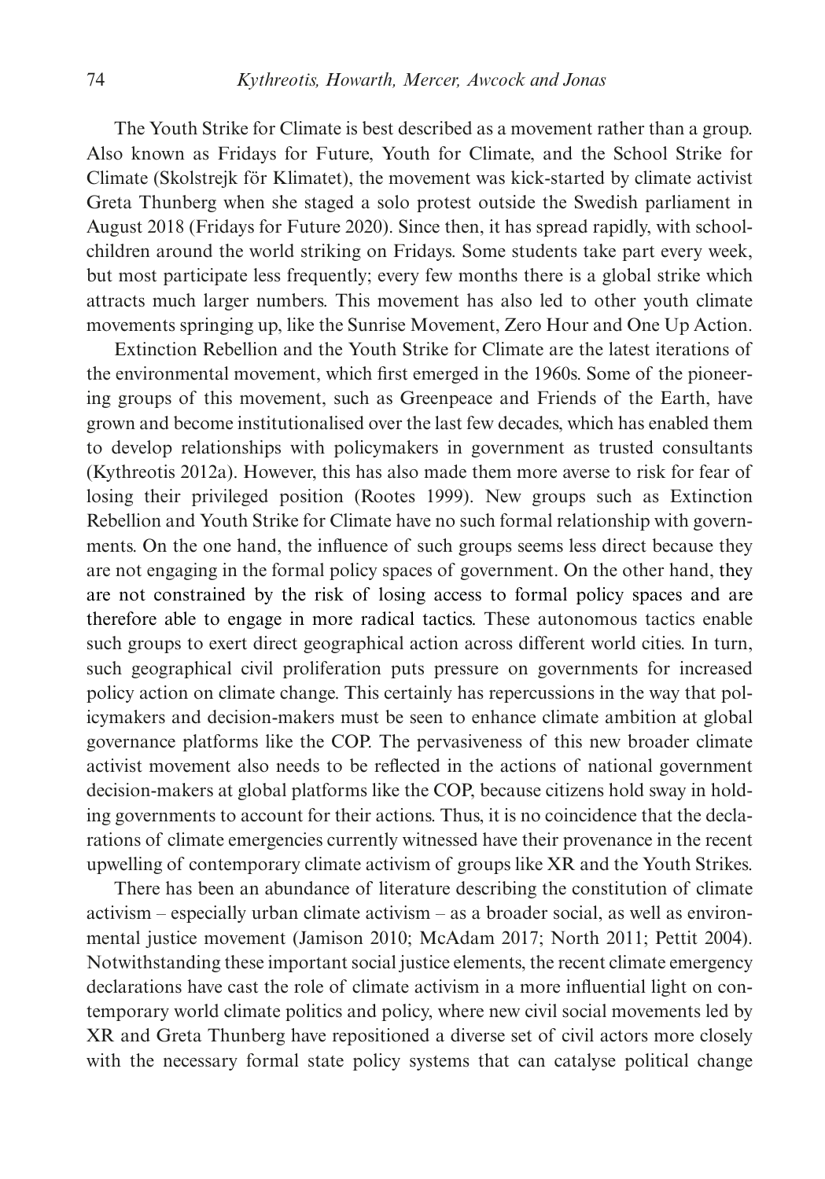The Youth Strike for Climate is best described as a movement rather than a group. Also known as Fridays for Future, Youth for Climate, and the School Strike for Climate (Skolstrejk för Klimatet), the movement was kick-started by climate activist Greta Thunberg when she staged a solo protest outside the Swedish parliament in August 2018 (Fridays for Future 2020). Since then, it has spread rapidly, with schoolchildren around the world striking on Fridays. Some students take part every week, but most participate less frequently; every few months there is a global strike which attracts much larger numbers. This movement has also led to other youth climate movements springing up, like the Sunrise Movement, Zero Hour and One Up Action.

Extinction Rebellion and the Youth Strike for Climate are the latest iterations of the environmental movement, which first emerged in the 1960s. Some of the pioneering groups of this movement, such as Greenpeace and Friends of the Earth, have grown and become institutionalised over the last few decades, which has enabled them to develop relationships with policymakers in government as trusted consultants (Kythreotis 2012a). However, this has also made them more averse to risk for fear of losing their privileged position (Rootes 1999). New groups such as Extinction Rebellion and Youth Strike for Climate have no such formal relationship with governments. On the one hand, the influence of such groups seems less direct because they are not engaging in the formal policy spaces of government. On the other hand, they are not constrained by the risk of losing access to formal policy spaces and are therefore able to engage in more radical tactics. These autonomous tactics enable such groups to exert direct geographical action across different world cities. In turn, such geographical civil proliferation puts pressure on governments for increased policy action on climate change. This certainly has repercussions in the way that policymakers and decision-makers must be seen to enhance climate ambition at global governance platforms like the COP. The pervasiveness of this new broader climate activist movement also needs to be reflected in the actions of national government decision-makers at global platforms like the COP, because citizens hold sway in holding governments to account for their actions. Thus, it is no coincidence that the declarations of climate emergencies currently witnessed have their provenance in the recent upwelling of contemporary climate activism of groups like XR and the Youth Strikes.

There has been an abundance of literature describing the constitution of climate activism – especially urban climate activism – as a broader social, as well as environmental justice movement (Jamison 2010; McAdam 2017; North 2011; Pettit 2004). Notwithstanding these important social justice elements, the recent climate emergency declarations have cast the role of climate activism in a more influential light on contemporary world climate politics and policy, where new civil social movements led by XR and Greta Thunberg have repositioned a diverse set of civil actors more closely with the necessary formal state policy systems that can catalyse political change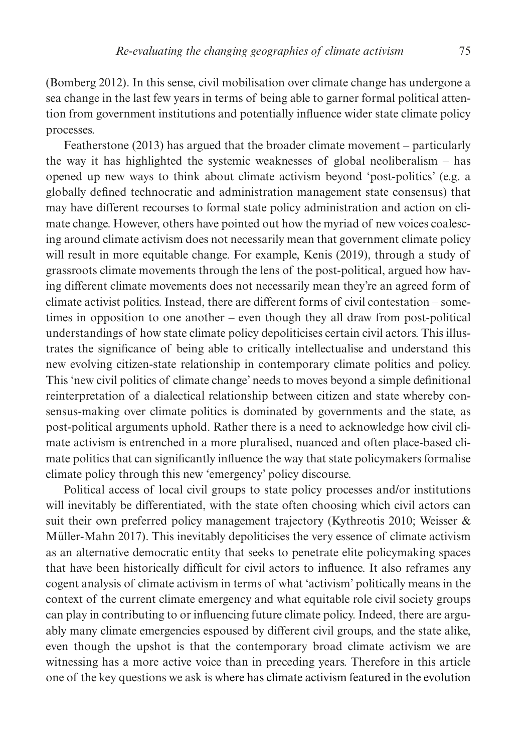(Bomberg 2012). In this sense, civil mobilisation over climate change has undergone a sea change in the last few years in terms of being able to garner formal political attention from government institutions and potentially influence wider state climate policy processes.

Featherstone (2013) has argued that the broader climate movement – particularly the way it has highlighted the systemic weaknesses of global neoliberalism – has opened up new ways to think about climate activism beyond 'post-politics' (e.g. a globally defined technocratic and administration management state consensus) that may have different recourses to formal state policy administration and action on climate change. However, others have pointed out how the myriad of new voices coalescing around climate activism does not necessarily mean that government climate policy will result in more equitable change. For example, Kenis (2019), through a study of grassroots climate movements through the lens of the post-political, argued how having different climate movements does not necessarily mean they're an agreed form of climate activist politics. Instead, there are different forms of civil contestation – sometimes in opposition to one another – even though they all draw from post-political understandings of how state climate policy depoliticises certain civil actors. This illustrates the significance of being able to critically intellectualise and understand this new evolving citizen-state relationship in contemporary climate politics and policy. This 'new civil politics of climate change' needs to moves beyond a simple definitional reinterpretation of a dialectical relationship between citizen and state whereby consensus-making over climate politics is dominated by governments and the state, as post-political arguments uphold. Rather there is a need to acknowledge how civil climate activism is entrenched in a more pluralised, nuanced and often place-based climate politics that can significantly influence the way that state policymakers formalise climate policy through this new 'emergency' policy discourse.

Political access of local civil groups to state policy processes and/or institutions will inevitably be differentiated, with the state often choosing which civil actors can suit their own preferred policy management trajectory (Kythreotis 2010; Weisser & Müller-Mahn 2017). This inevitably depoliticises the very essence of climate activism as an alternative democratic entity that seeks to penetrate elite policymaking spaces that have been historically difficult for civil actors to influence. It also reframes any cogent analysis of climate activism in terms of what 'activism' politically means in the context of the current climate emergency and what equitable role civil society groups can play in contributing to or influencing future climate policy. Indeed, there are arguably many climate emergencies espoused by different civil groups, and the state alike, even though the upshot is that the contemporary broad climate activism we are witnessing has a more active voice than in preceding years. Therefore in this article one of the key questions we ask is where has climate activism featured in the evolution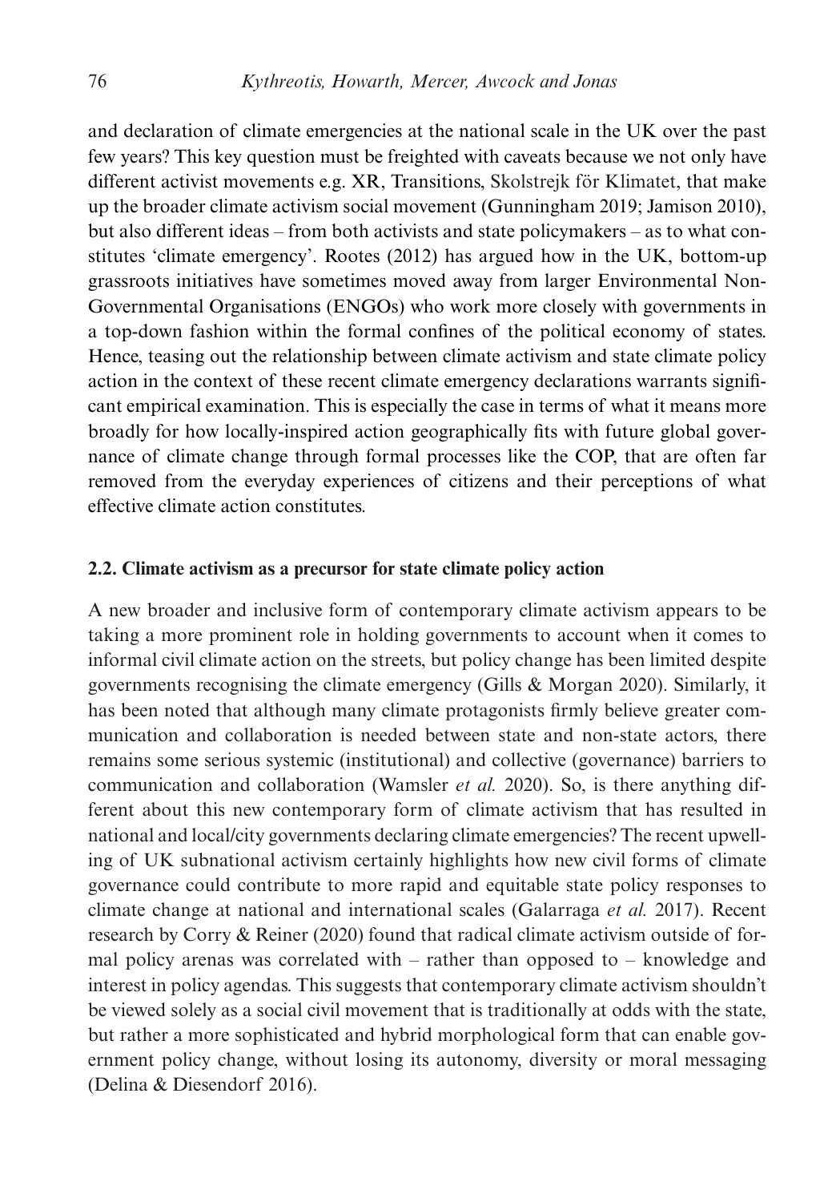and declaration of climate emergencies at the national scale in the UK over the past few years? This key question must be freighted with caveats because we not only have different activist movements e.g. XR, Transitions, Skolstrejk för Klimatet, that make up the broader climate activism social movement (Gunningham 2019; Jamison 2010), but also different ideas – from both activists and state policymakers – as to what constitutes 'climate emergency'. Rootes (2012) has argued how in the UK, bottom-up grassroots initiatives have sometimes moved away from larger Environmental Non-Governmental Organisations (ENGOs) who work more closely with governments in a top-down fashion within the formal confines of the political economy of states. Hence, teasing out the relationship between climate activism and state climate policy action in the context of these recent climate emergency declarations warrants significant empirical examination. This is especially the case in terms of what it means more broadly for how locally-inspired action geographically fits with future global governance of climate change through formal processes like the COP, that are often far removed from the everyday experiences of citizens and their perceptions of what effective climate action constitutes.

### 2.2. Climate activism as a precursor for state climate policy action

A new broader and inclusive form of contemporary climate activism appears to be taking a more prominent role in holding governments to account when it comes to informal civil climate action on the streets, but policy change has been limited despite governments recognising the climate emergency (Gills & Morgan 2020). Similarly, it has been noted that although many climate protagonists firmly believe greater communication and collaboration is needed between state and non-state actors, there remains some serious systemic (institutional) and collective (governance) barriers to communication and collaboration (Wamsler *et al.* 2020). So, is there anything different about this new contemporary form of climate activism that has resulted in national and local/city governments declaring climate emergencies? The recent upwelling of UK subnational activism certainly highlights how new civil forms of climate governance could contribute to more rapid and equitable state policy responses to climate change at national and international scales (Galarraga *et al.* 2017). Recent research by Corry & Reiner (2020) found that radical climate activism outside of formal policy arenas was correlated with – rather than opposed to – knowledge and interest in policy agendas. This suggests that contemporary climate activism shouldn't be viewed solely as a social civil movement that is traditionally at odds with the state, but rather a more sophisticated and hybrid morphological form that can enable government policy change, without losing its autonomy, diversity or moral messaging (Delina & Diesendorf 2016).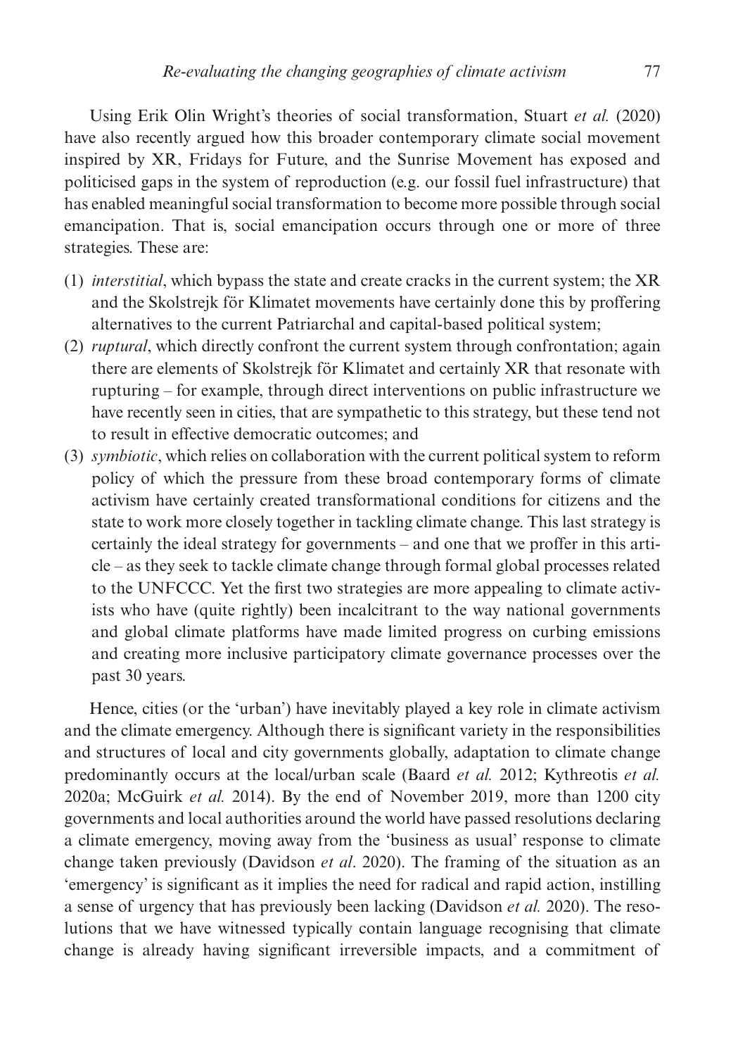Using Erik Olin Wright's theories of social transformation, Stuart *et al.* (2020) have also recently argued how this broader contemporary climate social movement inspired by XR, Fridays for Future, and the Sunrise Movement has exposed and politicised gaps in the system of reproduction (e.g. our fossil fuel infrastructure) that has enabled meaningful social transformation to become more possible through social emancipation. That is, social emancipation occurs through one or more of three strategies. These are:

1. *interstitial*, which bypass the state and create cracks in the current system; the XR and the Skolstrejk för Klimatet movements have certainly done this by proffering alternatives to the current Patriarchal and capital-based political system;
2. *ruptural*, which directly confront the current system through confrontation; again there are elements of Skolstrejk för Klimatet and certainly XR that resonate with rupturing – for example, through direct interventions on public infrastructure we have recently seen in cities, that are sympathetic to this strategy, but these tend not to result in effective democratic outcomes; and
3. *symbiotic*, which relies on collaboration with the current political system to reform policy of which the pressure from these broad contemporary forms of climate activism have certainly created transformational conditions for citizens and the state to work more closely together in tackling climate change. This last strategy is certainly the ideal strategy for governments – and one that we proffer in this article – as they seek to tackle climate change through formal global processes related to the UNFCCC. Yet the first two strategies are more appealing to climate activists who have (quite rightly) been incalcitrant to the way national governments and global climate platforms have made limited progress on curbing emissions and creating more inclusive participatory climate governance processes over the past 30 years.

Hence, cities (or the 'urban') have inevitably played a key role in climate activism and the climate emergency. Although there is significant variety in the responsibilities and structures of local and city governments globally, adaptation to climate change predominantly occurs at the local/urban scale (Baard *et al.* 2012; Kythreotis *et al.* 2020a; McGuirk *et al.* 2014). By the end of November 2019, more than 1200 city governments and local authorities around the world have passed resolutions declaring a climate emergency, moving away from the 'business as usual' response to climate change taken previously (Davidson *et al*. 2020). The framing of the situation as an 'emergency' is significant as it implies the need for radical and rapid action, instilling a sense of urgency that has previously been lacking (Davidson *et al.* 2020). The resolutions that we have witnessed typically contain language recognising that climate change is already having significant irreversible impacts, and a commitment of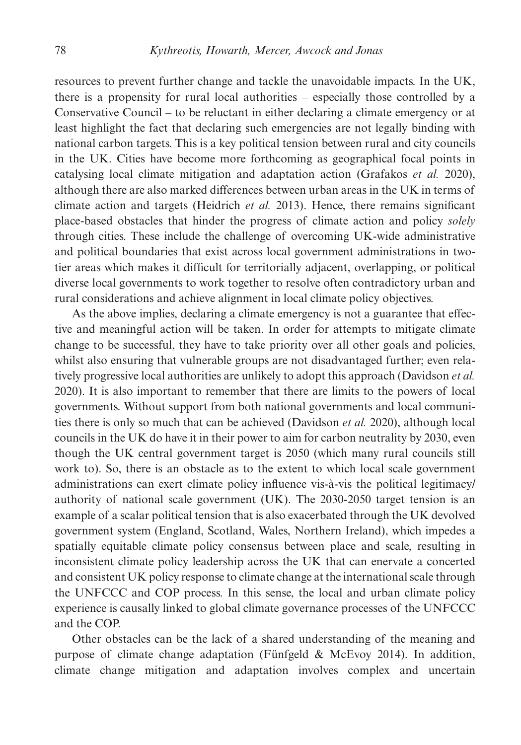resources to prevent further change and tackle the unavoidable impacts. In the UK, there is a propensity for rural local authorities – especially those controlled by a Conservative Council – to be reluctant in either declaring a climate emergency or at least highlight the fact that declaring such emergencies are not legally binding with national carbon targets. This is a key political tension between rural and city councils in the UK. Cities have become more forthcoming as geographical focal points in catalysing local climate mitigation and adaptation action (Grafakos *et al.* 2020), although there are also marked differences between urban areas in the UK in terms of climate action and targets (Heidrich *et al.* 2013). Hence, there remains significant place-based obstacles that hinder the progress of climate action and policy *solely* through cities. These include the challenge of overcoming UK-wide administrative and political boundaries that exist across local government administrations in two-tier areas which makes it difficult for territorially adjacent, overlapping, or political diverse local governments to work together to resolve often contradictory urban and rural considerations and achieve alignment in local climate policy objectives.

As the above implies, declaring a climate emergency is not a guarantee that effective and meaningful action will be taken. In order for attempts to mitigate climate change to be successful, they have to take priority over all other goals and policies, whilst also ensuring that vulnerable groups are not disadvantaged further; even relatively progressive local authorities are unlikely to adopt this approach (Davidson *et al.* 2020). It is also important to remember that there are limits to the powers of local governments. Without support from both national governments and local communities there is only so much that can be achieved (Davidson *et al.* 2020), although local councils in the UK do have it in their power to aim for carbon neutrality by 2030, even though the UK central government target is 2050 (which many rural councils still work to). So, there is an obstacle as to the extent to which local scale government administrations can exert climate policy influence vis-à-vis the political legitimacy/authority of national scale government (UK). The 2030-2050 target tension is an example of a scalar political tension that is also exacerbated through the UK devolved government system (England, Scotland, Wales, Northern Ireland), which impedes a spatially equitable climate policy consensus between place and scale, resulting in inconsistent climate policy leadership across the UK that can enervate a concerted and consistent UK policy response to climate change at the international scale through the UNFCCC and COP process. In this sense, the local and urban climate policy experience is causally linked to global climate governance processes of the UNFCCC and the COP.

Other obstacles can be the lack of a shared understanding of the meaning and purpose of climate change adaptation (Fünfgeld & McEvoy 2014). In addition, climate change mitigation and adaptation involves complex and uncertain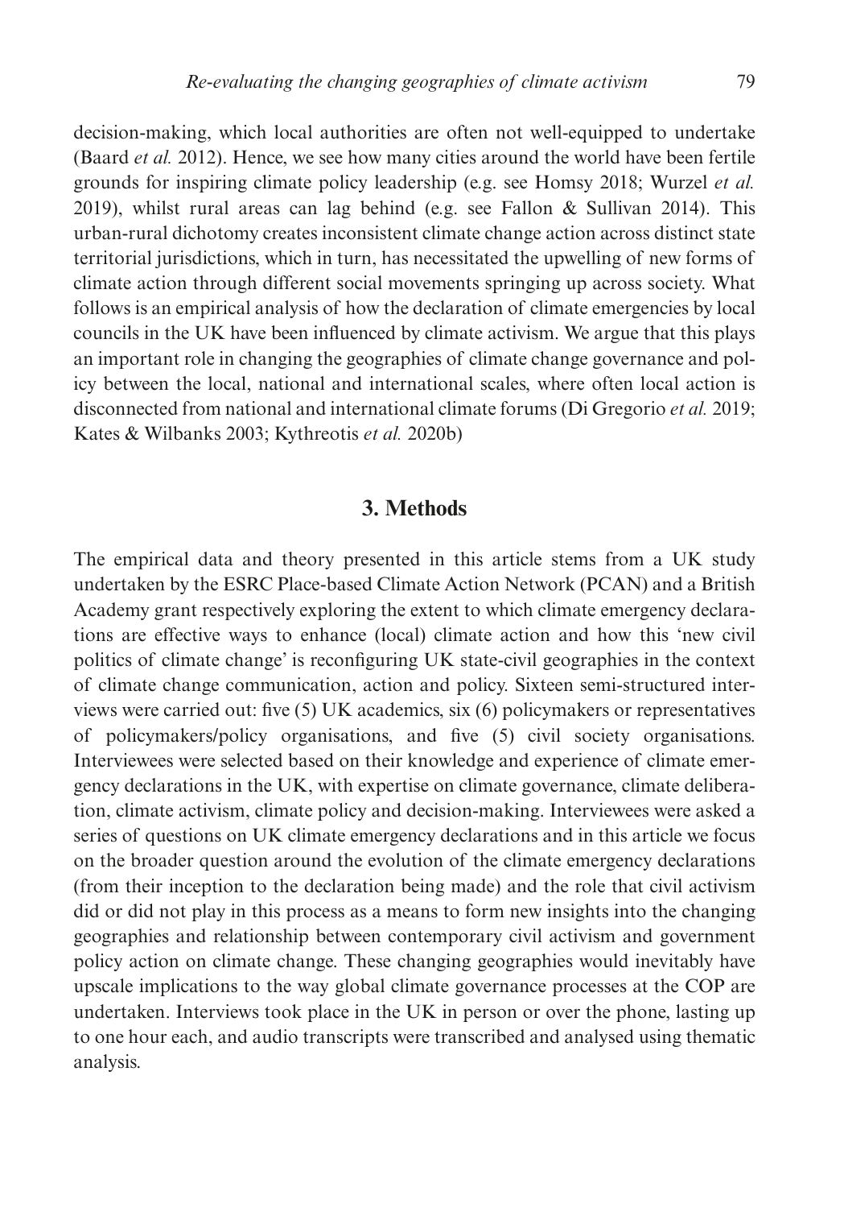decision-making, which local authorities are often not well-equipped to undertake (Baard *et al.* 2012). Hence, we see how many cities around the world have been fertile grounds for inspiring climate policy leadership (e.g. see Homsy 2018; Wurzel *et al.* 2019), whilst rural areas can lag behind (e.g. see Fallon & Sullivan 2014). This urban-rural dichotomy creates inconsistent climate change action across distinct state territorial jurisdictions, which in turn, has necessitated the upwelling of new forms of climate action through different social movements springing up across society. What follows is an empirical analysis of how the declaration of climate emergencies by local councils in the UK have been influenced by climate activism. We argue that this plays an important role in changing the geographies of climate change governance and policy between the local, national and international scales, where often local action is disconnected from national and international climate forums (Di Gregorio *et al.* 2019; Kates & Wilbanks 2003; Kythreotis *et al.* 2020b)

## 3. Methods

The empirical data and theory presented in this article stems from a UK study undertaken by the ESRC Place-based Climate Action Network (PCAN) and a British Academy grant respectively exploring the extent to which climate emergency declarations are effective ways to enhance (local) climate action and how this 'new civil politics of climate change' is reconfiguring UK state-civil geographies in the context of climate change communication, action and policy. Sixteen semi-structured interviews were carried out: five (5) UK academics, six (6) policymakers or representatives of policymakers/policy organisations, and five (5) civil society organisations. Interviewees were selected based on their knowledge and experience of climate emergency declarations in the UK, with expertise on climate governance, climate deliberation, climate activism, climate policy and decision-making. Interviewees were asked a series of questions on UK climate emergency declarations and in this article we focus on the broader question around the evolution of the climate emergency declarations (from their inception to the declaration being made) and the role that civil activism did or did not play in this process as a means to form new insights into the changing geographies and relationship between contemporary civil activism and government policy action on climate change. These changing geographies would inevitably have upscale implications to the way global climate governance processes at the COP are undertaken. Interviews took place in the UK in person or over the phone, lasting up to one hour each, and audio transcripts were transcribed and analysed using thematic analysis.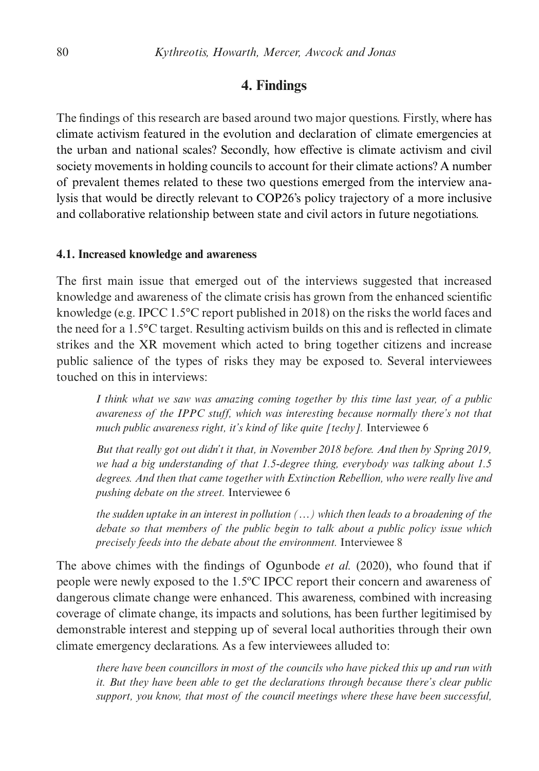## 4. Findings

The findings of this research are based around two major questions. Firstly, where has climate activism featured in the evolution and declaration of climate emergencies at the urban and national scales? Secondly, how effective is climate activism and civil society movements in holding councils to account for their climate actions? A number of prevalent themes related to these two questions emerged from the interview analysis that would be directly relevant to COP26's policy trajectory of a more inclusive and collaborative relationship between state and civil actors in future negotiations.

### 4.1. Increased knowledge and awareness

The first main issue that emerged out of the interviews suggested that increased knowledge and awareness of the climate crisis has grown from the enhanced scientific knowledge (e.g. IPCC 1.5°C report published in 2018) on the risks the world faces and the need for a 1.5°C target. Resulting activism builds on this and is reflected in climate strikes and the XR movement which acted to bring together citizens and increase public salience of the types of risks they may be exposed to. Several interviewees touched on this in interviews:

> *I think what we saw was amazing coming together by this time last year, of a public awareness of the IPPC stuff, which was interesting because normally there's not that much public awareness right, it's kind of like quite [techy].* Interviewee 6

> *But that really got out didn't it that, in November 2018 before. And then by Spring 2019, we had a big understanding of that 1.5-degree thing, everybody was talking about 1.5 degrees. And then that came together with Extinction Rebellion, who were really live and pushing debate on the street.* Interviewee 6

> *the sudden uptake in an interest in pollution (…) which then leads to a broadening of the debate so that members of the public begin to talk about a public policy issue which precisely feeds into the debate about the environment.* Interviewee 8

The above chimes with the findings of Ogunbode *et al.* (2020), who found that if people were newly exposed to the 1.5ºC IPCC report their concern and awareness of dangerous climate change were enhanced. This awareness, combined with increasing coverage of climate change, its impacts and solutions, has been further legitimised by demonstrable interest and stepping up of several local authorities through their own climate emergency declarations. As a few interviewees alluded to:

> *there have been councillors in most of the councils who have picked this up and run with it. But they have been able to get the declarations through because there's clear public support, you know, that most of the council meetings where these have been successful,*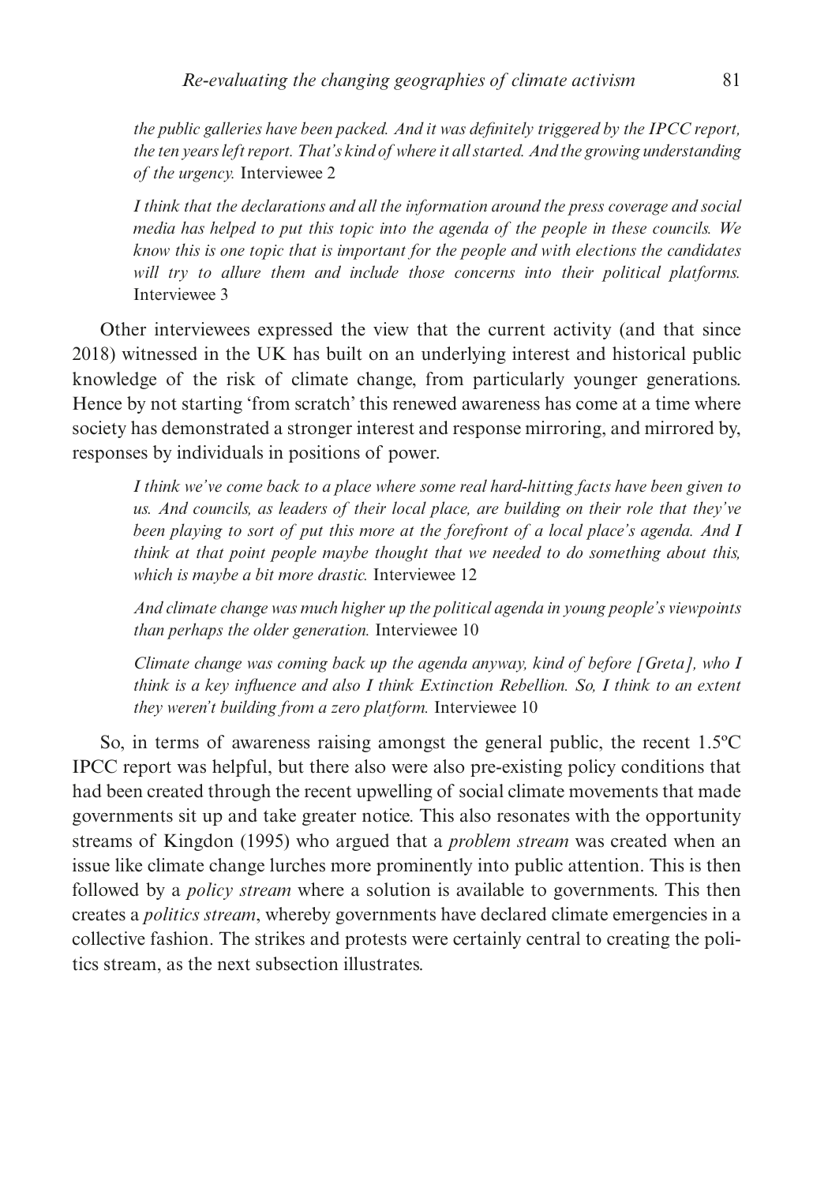*the public galleries have been packed. And it was definitely triggered by the IPCC report, the ten years left report. That's kind of where it all started. And the growing understanding of the urgency.* Interviewee 2

*I think that the declarations and all the information around the press coverage and social media has helped to put this topic into the agenda of the people in these councils. We know this is one topic that is important for the people and with elections the candidates will try to allure them and include those concerns into their political platforms.* Interviewee 3

Other interviewees expressed the view that the current activity (and that since 2018) witnessed in the UK has built on an underlying interest and historical public knowledge of the risk of climate change, from particularly younger generations. Hence by not starting 'from scratch' this renewed awareness has come at a time where society has demonstrated a stronger interest and response mirroring, and mirrored by, responses by individuals in positions of power.

*I think we've come back to a place where some real hard-hitting facts have been given to us. And councils, as leaders of their local place, are building on their role that they've been playing to sort of put this more at the forefront of a local place's agenda. And I think at that point people maybe thought that we needed to do something about this, which is maybe a bit more drastic.* Interviewee 12

*And climate change was much higher up the political agenda in young people's viewpoints than perhaps the older generation.* Interviewee 10

*Climate change was coming back up the agenda anyway, kind of before [Greta], who I think is a key influence and also I think Extinction Rebellion. So, I think to an extent they weren't building from a zero platform.* Interviewee 10

So, in terms of awareness raising amongst the general public, the recent 1.5ºC IPCC report was helpful, but there also were also pre-existing policy conditions that had been created through the recent upwelling of social climate movements that made governments sit up and take greater notice. This also resonates with the opportunity streams of Kingdon (1995) who argued that a *problem stream* was created when an issue like climate change lurches more prominently into public attention. This is then followed by a *policy stream* where a solution is available to governments. This then creates a *politics stream*, whereby governments have declared climate emergencies in a collective fashion. The strikes and protests were certainly central to creating the politics stream, as the next subsection illustrates.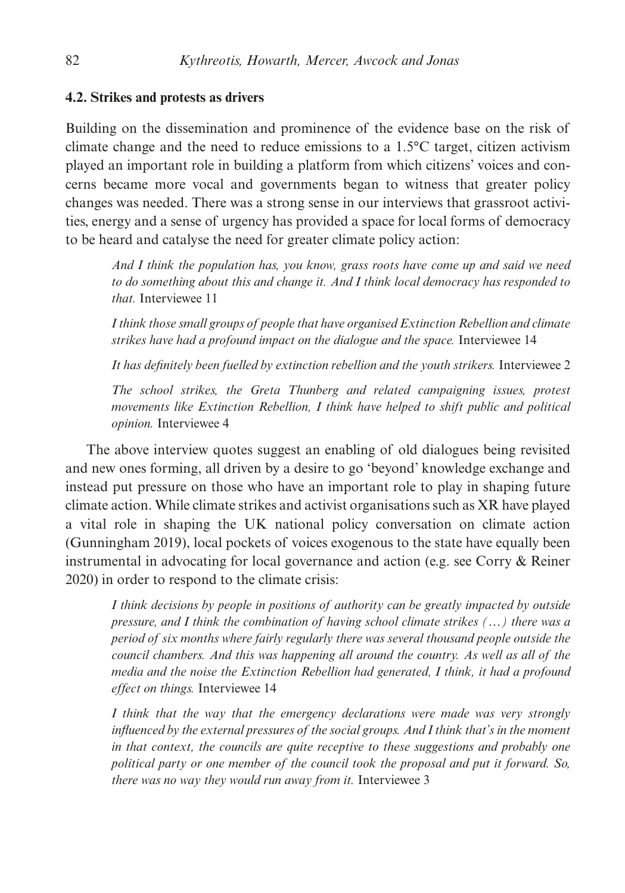### 4.2. Strikes and protests as drivers

Building on the dissemination and prominence of the evidence base on the risk of climate change and the need to reduce emissions to a 1.5°C target, citizen activism played an important role in building a platform from which citizens' voices and concerns became more vocal and governments began to witness that greater policy changes was needed. There was a strong sense in our interviews that grassroot activities, energy and a sense of urgency has provided a space for local forms of democracy to be heard and catalyse the need for greater climate policy action:

> *And I think the population has, you know, grass roots have come up and said we need to do something about this and change it. And I think local democracy has responded to that.* Interviewee 11
>
> *I think those small groups of people that have organised Extinction Rebellion and climate strikes have had a profound impact on the dialogue and the space.* Interviewee 14
>
> *It has definitely been fuelled by extinction rebellion and the youth strikers.* Interviewee 2
>
> *The school strikes, the Greta Thunberg and related campaigning issues, protest movements like Extinction Rebellion, I think have helped to shift public and political opinion.* Interviewee 4

The above interview quotes suggest an enabling of old dialogues being revisited and new ones forming, all driven by a desire to go 'beyond' knowledge exchange and instead put pressure on those who have an important role to play in shaping future climate action. While climate strikes and activist organisations such as XR have played a vital role in shaping the UK national policy conversation on climate action (Gunningham 2019), local pockets of voices exogenous to the state have equally been instrumental in advocating for local governance and action (e.g. see Corry & Reiner 2020) in order to respond to the climate crisis:

> *I think decisions by people in positions of authority can be greatly impacted by outside pressure, and I think the combination of having school climate strikes (…) there was a period of six months where fairly regularly there was several thousand people outside the council chambers. And this was happening all around the country. As well as all of the media and the noise the Extinction Rebellion had generated, I think, it had a profound effect on things.* Interviewee 14
>
> *I think that the way that the emergency declarations were made was very strongly influenced by the external pressures of the social groups. And I think that's in the moment in that context, the councils are quite receptive to these suggestions and probably one political party or one member of the council took the proposal and put it forward. So, there was no way they would run away from it.* Interviewee 3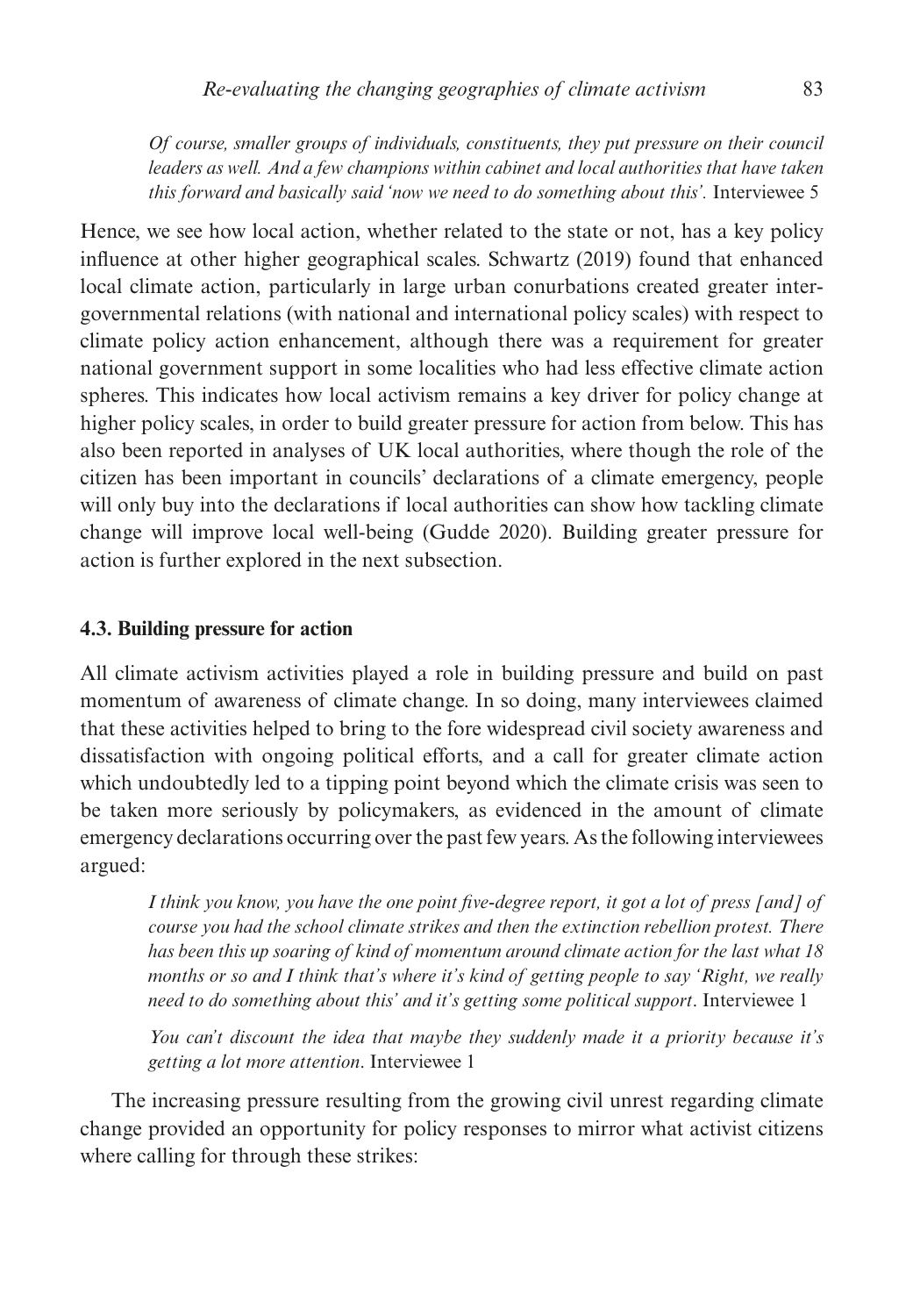> *Of course, smaller groups of individuals, constituents, they put pressure on their council leaders as well. And a few champions within cabinet and local authorities that have taken this forward and basically said 'now we need to do something about this'.* Interviewee 5

Hence, we see how local action, whether related to the state or not, has a key policy influence at other higher geographical scales. Schwartz (2019) found that enhanced local climate action, particularly in large urban conurbations created greater inter-governmental relations (with national and international policy scales) with respect to climate policy action enhancement, although there was a requirement for greater national government support in some localities who had less effective climate action spheres. This indicates how local activism remains a key driver for policy change at higher policy scales, in order to build greater pressure for action from below. This has also been reported in analyses of UK local authorities, where though the role of the citizen has been important in councils' declarations of a climate emergency, people will only buy into the declarations if local authorities can show how tackling climate change will improve local well-being (Gudde 2020). Building greater pressure for action is further explored in the next subsection.

### 4.3. Building pressure for action

All climate activism activities played a role in building pressure and build on past momentum of awareness of climate change. In so doing, many interviewees claimed that these activities helped to bring to the fore widespread civil society awareness and dissatisfaction with ongoing political efforts, and a call for greater climate action which undoubtedly led to a tipping point beyond which the climate crisis was seen to be taken more seriously by policymakers, as evidenced in the amount of climate emergency declarations occurring over the past few years. As the following interviewees argued:

> *I think you know, you have the one point five-degree report, it got a lot of press [and] of course you had the school climate strikes and then the extinction rebellion protest. There has been this up soaring of kind of momentum around climate action for the last what 18 months or so and I think that's where it's kind of getting people to say 'Right, we really need to do something about this' and it's getting some political support*. Interviewee 1

> *You can't discount the idea that maybe they suddenly made it a priority because it's getting a lot more attention*. Interviewee 1

The increasing pressure resulting from the growing civil unrest regarding climate change provided an opportunity for policy responses to mirror what activist citizens where calling for through these strikes: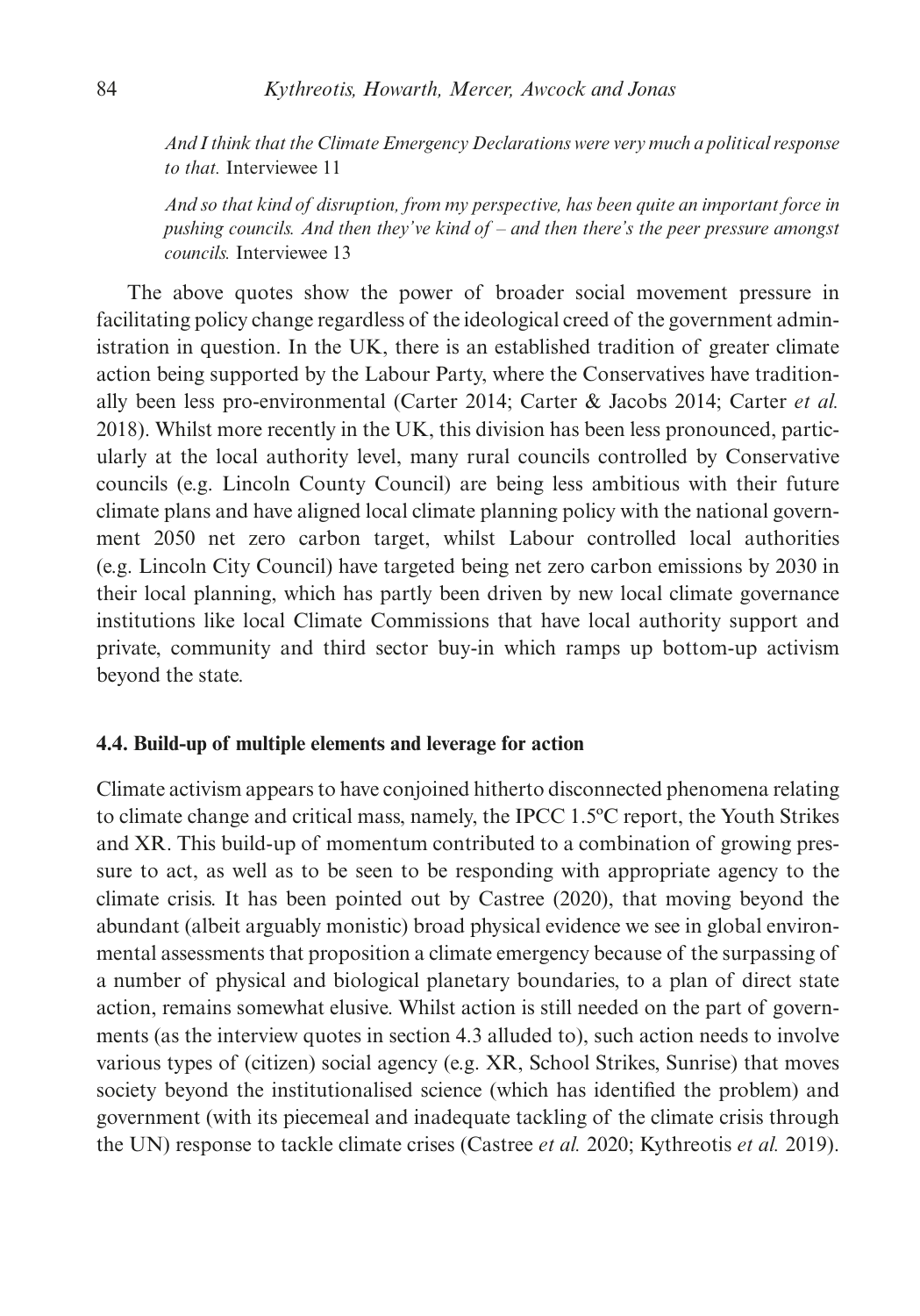*And I think that the Climate Emergency Declarations were very much a political response to that.* Interviewee 11

*And so that kind of disruption, from my perspective, has been quite an important force in pushing councils. And then they've kind of – and then there's the peer pressure amongst councils.* Interviewee 13

The above quotes show the power of broader social movement pressure in facilitating policy change regardless of the ideological creed of the government administration in question. In the UK, there is an established tradition of greater climate action being supported by the Labour Party, where the Conservatives have traditionally been less pro-environmental (Carter 2014; Carter & Jacobs 2014; Carter *et al.* 2018). Whilst more recently in the UK, this division has been less pronounced, particularly at the local authority level, many rural councils controlled by Conservative councils (e.g. Lincoln County Council) are being less ambitious with their future climate plans and have aligned local climate planning policy with the national government 2050 net zero carbon target, whilst Labour controlled local authorities (e.g. Lincoln City Council) have targeted being net zero carbon emissions by 2030 in their local planning, which has partly been driven by new local climate governance institutions like local Climate Commissions that have local authority support and private, community and third sector buy-in which ramps up bottom-up activism beyond the state.

### 4.4. Build-up of multiple elements and leverage for action

Climate activism appears to have conjoined hitherto disconnected phenomena relating to climate change and critical mass, namely, the IPCC 1.5ºC report, the Youth Strikes and XR. This build-up of momentum contributed to a combination of growing pressure to act, as well as to be seen to be responding with appropriate agency to the climate crisis. It has been pointed out by Castree (2020), that moving beyond the abundant (albeit arguably monistic) broad physical evidence we see in global environmental assessments that proposition a climate emergency because of the surpassing of a number of physical and biological planetary boundaries, to a plan of direct state action, remains somewhat elusive. Whilst action is still needed on the part of governments (as the interview quotes in section 4.3 alluded to), such action needs to involve various types of (citizen) social agency (e.g. XR, School Strikes, Sunrise) that moves society beyond the institutionalised science (which has identified the problem) and government (with its piecemeal and inadequate tackling of the climate crisis through the UN) response to tackle climate crises (Castree *et al.* 2020; Kythreotis *et al.* 2019).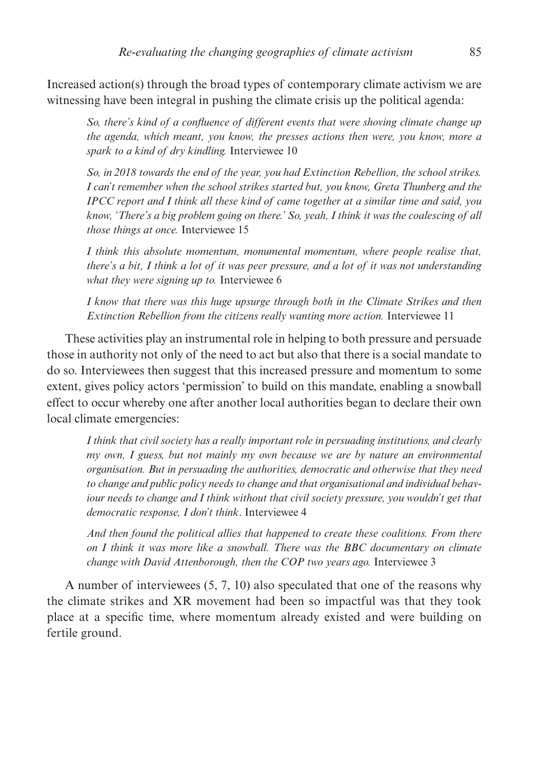Increased action(s) through the broad types of contemporary climate activism we are witnessing have been integral in pushing the climate crisis up the political agenda:

> *So, there's kind of a confluence of different events that were shoving climate change up the agenda, which meant, you know, the presses actions then were, you know, more a spark to a kind of dry kindling.* Interviewee 10

> *So, in 2018 towards the end of the year, you had Extinction Rebellion, the school strikes. I can't remember when the school strikes started but, you know, Greta Thunberg and the IPCC report and I think all these kind of came together at a similar time and said, you know, 'There's a big problem going on there.' So, yeah, I think it was the coalescing of all those things at once.* Interviewee 15

> *I think this absolute momentum, monumental momentum, where people realise that, there's a bit, I think a lot of it was peer pressure, and a lot of it was not understanding what they were signing up to.* Interviewee 6

> *I know that there was this huge upsurge through both in the Climate Strikes and then Extinction Rebellion from the citizens really wanting more action.* Interviewee 11

These activities play an instrumental role in helping to both pressure and persuade those in authority not only of the need to act but also that there is a social mandate to do so. Interviewees then suggest that this increased pressure and momentum to some extent, gives policy actors 'permission' to build on this mandate, enabling a snowball effect to occur whereby one after another local authorities began to declare their own local climate emergencies:

> *I think that civil society has a really important role in persuading institutions, and clearly my own, I guess, but not mainly my own because we are by nature an environmental organisation. But in persuading the authorities, democratic and otherwise that they need to change and public policy needs to change and that organisational and individual behaviour needs to change and I think without that civil society pressure, you wouldn't get that democratic response, I don't think*. Interviewee 4

> *And then found the political allies that happened to create these coalitions. From there on I think it was more like a snowball. There was the BBC documentary on climate change with David Attenborough, then the COP two years ago.* Interviewee 3

A number of interviewees (5, 7, 10) also speculated that one of the reasons why the climate strikes and XR movement had been so impactful was that they took place at a specific time, where momentum already existed and were building on fertile ground.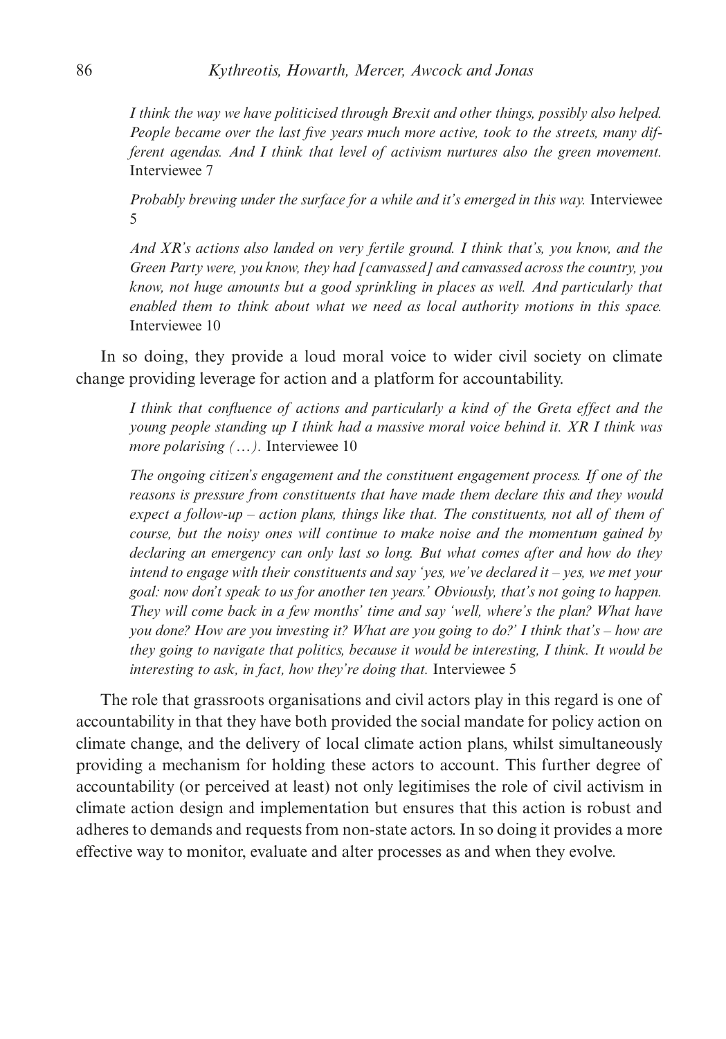*I think the way we have politicised through Brexit and other things, possibly also helped. People became over the last five years much more active, took to the streets, many different agendas. And I think that level of activism nurtures also the green movement.* Interviewee 7

*Probably brewing under the surface for a while and it's emerged in this way.* Interviewee 5

*And XR's actions also landed on very fertile ground. I think that's, you know, and the Green Party were, you know, they had [canvassed] and canvassed across the country, you know, not huge amounts but a good sprinkling in places as well. And particularly that enabled them to think about what we need as local authority motions in this space.* Interviewee 10

In so doing, they provide a loud moral voice to wider civil society on climate change providing leverage for action and a platform for accountability.

*I think that confluence of actions and particularly a kind of the Greta effect and the young people standing up I think had a massive moral voice behind it. XR I think was more polarising (…).* Interviewee 10

*The ongoing citizen's engagement and the constituent engagement process. If one of the reasons is pressure from constituents that have made them declare this and they would expect a follow-up – action plans, things like that. The constituents, not all of them of course, but the noisy ones will continue to make noise and the momentum gained by declaring an emergency can only last so long. But what comes after and how do they intend to engage with their constituents and say 'yes, we've declared it – yes, we met your goal: now don't speak to us for another ten years.' Obviously, that's not going to happen. They will come back in a few months' time and say 'well, where's the plan? What have you done? How are you investing it? What are you going to do?' I think that's – how are they going to navigate that politics, because it would be interesting, I think. It would be interesting to ask, in fact, how they're doing that.* Interviewee 5

The role that grassroots organisations and civil actors play in this regard is one of accountability in that they have both provided the social mandate for policy action on climate change, and the delivery of local climate action plans, whilst simultaneously providing a mechanism for holding these actors to account. This further degree of accountability (or perceived at least) not only legitimises the role of civil activism in climate action design and implementation but ensures that this action is robust and adheres to demands and requests from non-state actors. In so doing it provides a more effective way to monitor, evaluate and alter processes as and when they evolve.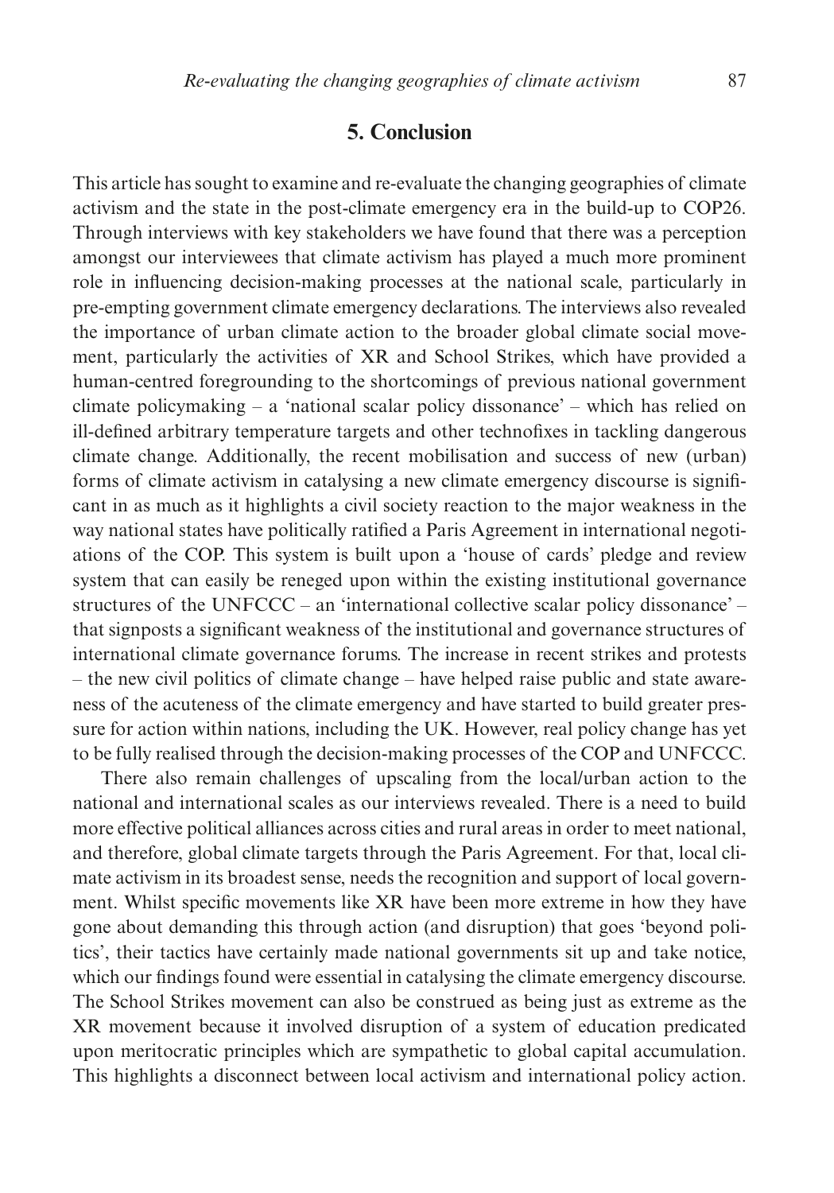## 5. Conclusion

This article has sought to examine and re-evaluate the changing geographies of climate activism and the state in the post-climate emergency era in the build-up to COP26. Through interviews with key stakeholders we have found that there was a perception amongst our interviewees that climate activism has played a much more prominent role in influencing decision-making processes at the national scale, particularly in pre-empting government climate emergency declarations. The interviews also revealed the importance of urban climate action to the broader global climate social movement, particularly the activities of XR and School Strikes, which have provided a human-centred foregrounding to the shortcomings of previous national government climate policymaking – a 'national scalar policy dissonance' – which has relied on ill-defined arbitrary temperature targets and other technofixes in tackling dangerous climate change. Additionally, the recent mobilisation and success of new (urban) forms of climate activism in catalysing a new climate emergency discourse is significant in as much as it highlights a civil society reaction to the major weakness in the way national states have politically ratified a Paris Agreement in international negotiations of the COP. This system is built upon a 'house of cards' pledge and review system that can easily be reneged upon within the existing institutional governance structures of the UNFCCC – an 'international collective scalar policy dissonance' – that signposts a significant weakness of the institutional and governance structures of international climate governance forums. The increase in recent strikes and protests – the new civil politics of climate change – have helped raise public and state awareness of the acuteness of the climate emergency and have started to build greater pressure for action within nations, including the UK. However, real policy change has yet to be fully realised through the decision-making processes of the COP and UNFCCC.

There also remain challenges of upscaling from the local/urban action to the national and international scales as our interviews revealed. There is a need to build more effective political alliances across cities and rural areas in order to meet national, and therefore, global climate targets through the Paris Agreement. For that, local climate activism in its broadest sense, needs the recognition and support of local government. Whilst specific movements like XR have been more extreme in how they have gone about demanding this through action (and disruption) that goes 'beyond politics', their tactics have certainly made national governments sit up and take notice, which our findings found were essential in catalysing the climate emergency discourse. The School Strikes movement can also be construed as being just as extreme as the XR movement because it involved disruption of a system of education predicated upon meritocratic principles which are sympathetic to global capital accumulation. This highlights a disconnect between local activism and international policy action.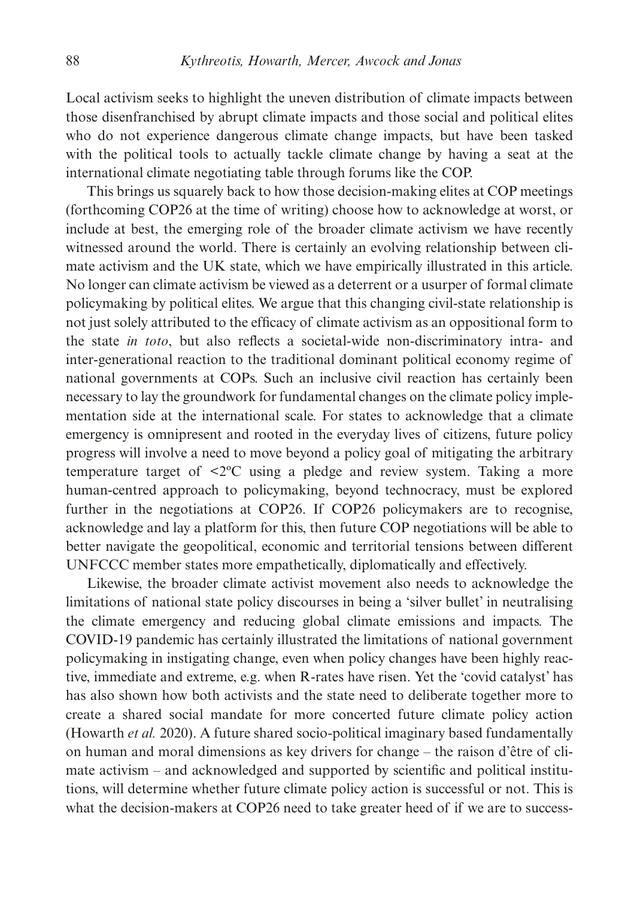Local activism seeks to highlight the uneven distribution of climate impacts between those disenfranchised by abrupt climate impacts and those social and political elites who do not experience dangerous climate change impacts, but have been tasked with the political tools to actually tackle climate change by having a seat at the international climate negotiating table through forums like the COP.

This brings us squarely back to how those decision-making elites at COP meetings (forthcoming COP26 at the time of writing) choose how to acknowledge at worst, or include at best, the emerging role of the broader climate activism we have recently witnessed around the world. There is certainly an evolving relationship between climate activism and the UK state, which we have empirically illustrated in this article. No longer can climate activism be viewed as a deterrent or a usurper of formal climate policymaking by political elites. We argue that this changing civil-state relationship is not just solely attributed to the efficacy of climate activism as an oppositional form to the state *in toto*, but also reflects a societal-wide non-discriminatory intra- and inter-generational reaction to the traditional dominant political economy regime of national governments at COPs. Such an inclusive civil reaction has certainly been necessary to lay the groundwork for fundamental changes on the climate policy implementation side at the international scale. For states to acknowledge that a climate emergency is omnipresent and rooted in the everyday lives of citizens, future policy progress will involve a need to move beyond a policy goal of mitigating the arbitrary temperature target of <2ºC using a pledge and review system. Taking a more human-centred approach to policymaking, beyond technocracy, must be explored further in the negotiations at COP26. If COP26 policymakers are to recognise, acknowledge and lay a platform for this, then future COP negotiations will be able to better navigate the geopolitical, economic and territorial tensions between different UNFCCC member states more empathetically, diplomatically and effectively.

Likewise, the broader climate activist movement also needs to acknowledge the limitations of national state policy discourses in being a 'silver bullet' in neutralising the climate emergency and reducing global climate emissions and impacts. The COVID-19 pandemic has certainly illustrated the limitations of national government policymaking in instigating change, even when policy changes have been highly reactive, immediate and extreme, e.g. when R-rates have risen. Yet the 'covid catalyst' has has also shown how both activists and the state need to deliberate together more to create a shared social mandate for more concerted future climate policy action (Howarth *et al.* 2020). A future shared socio-political imaginary based fundamentally on human and moral dimensions as key drivers for change – the raison d'être of climate activism – and acknowledged and supported by scientific and political institutions, will determine whether future climate policy action is successful or not. This is what the decision-makers at COP26 need to take greater heed of if we are to success-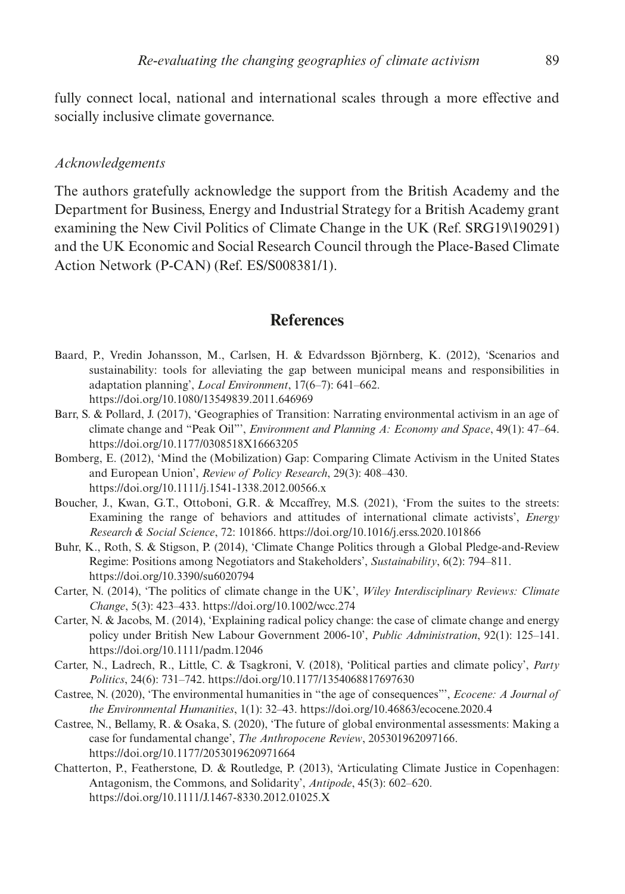fully connect local, national and international scales through a more effective and socially inclusive climate governance.

*Acknowledgements*

The authors gratefully acknowledge the support from the British Academy and the Department for Business, Energy and Industrial Strategy for a British Academy grant examining the New Civil Politics of Climate Change in the UK (Ref. SRG19\190291) and the UK Economic and Social Research Council through the Place-Based Climate Action Network (P-CAN) (Ref. ES/S008381/1).

## References

Baard, P., Vredin Johansson, M., Carlsen, H. & Edvardsson Björnberg, K. (2012), 'Scenarios and sustainability: tools for alleviating the gap between municipal means and responsibilities in adaptation planning', *Local Environment*, 17(6–7): 641–662. https://doi.org/10.1080/13549839.2011.646969

Barr, S. & Pollard, J. (2017), 'Geographies of Transition: Narrating environmental activism in an age of climate change and "Peak Oil"', *Environment and Planning A: Economy and Space*, 49(1): 47–64. https://doi.org/10.1177/0308518X16663205

Bomberg, E. (2012), 'Mind the (Mobilization) Gap: Comparing Climate Activism in the United States and European Union', *Review of Policy Research*, 29(3): 408–430. https://doi.org/10.1111/j.1541-1338.2012.00566.x

Boucher, J., Kwan, G.T., Ottoboni, G.R. & Mccaffrey, M.S. (2021), 'From the suites to the streets: Examining the range of behaviors and attitudes of international climate activists', *Energy Research & Social Science*, 72: 101866. https://doi.org/10.1016/j.erss.2020.101866

Buhr, K., Roth, S. & Stigson, P. (2014), 'Climate Change Politics through a Global Pledge-and-Review Regime: Positions among Negotiators and Stakeholders', *Sustainability*, 6(2): 794–811. https://doi.org/10.3390/su6020794

Carter, N. (2014), 'The politics of climate change in the UK', *Wiley Interdisciplinary Reviews: Climate Change*, 5(3): 423–433. https://doi.org/10.1002/wcc.274

Carter, N. & Jacobs, M. (2014), 'Explaining radical policy change: the case of climate change and energy policy under British New Labour Government 2006-10', *Public Administration*, 92(1): 125–141. https://doi.org/10.1111/padm.12046

Carter, N., Ladrech, R., Little, C. & Tsagkroni, V. (2018), 'Political parties and climate policy', *Party Politics*, 24(6): 731–742. https://doi.org/10.1177/1354068817697630

Castree, N. (2020), 'The environmental humanities in "the age of consequences"', *Ecocene: A Journal of the Environmental Humanities*, 1(1): 32–43. https://doi.org/10.46863/ecocene.2020.4

Castree, N., Bellamy, R. & Osaka, S. (2020), 'The future of global environmental assessments: Making a case for fundamental change', *The Anthropocene Review*, 205301962097166. https://doi.org/10.1177/2053019620971664

Chatterton, P., Featherstone, D. & Routledge, P. (2013), 'Articulating Climate Justice in Copenhagen: Antagonism, the Commons, and Solidarity', *Antipode*, 45(3): 602–620. https://doi.org/10.1111/J.1467-8330.2012.01025.X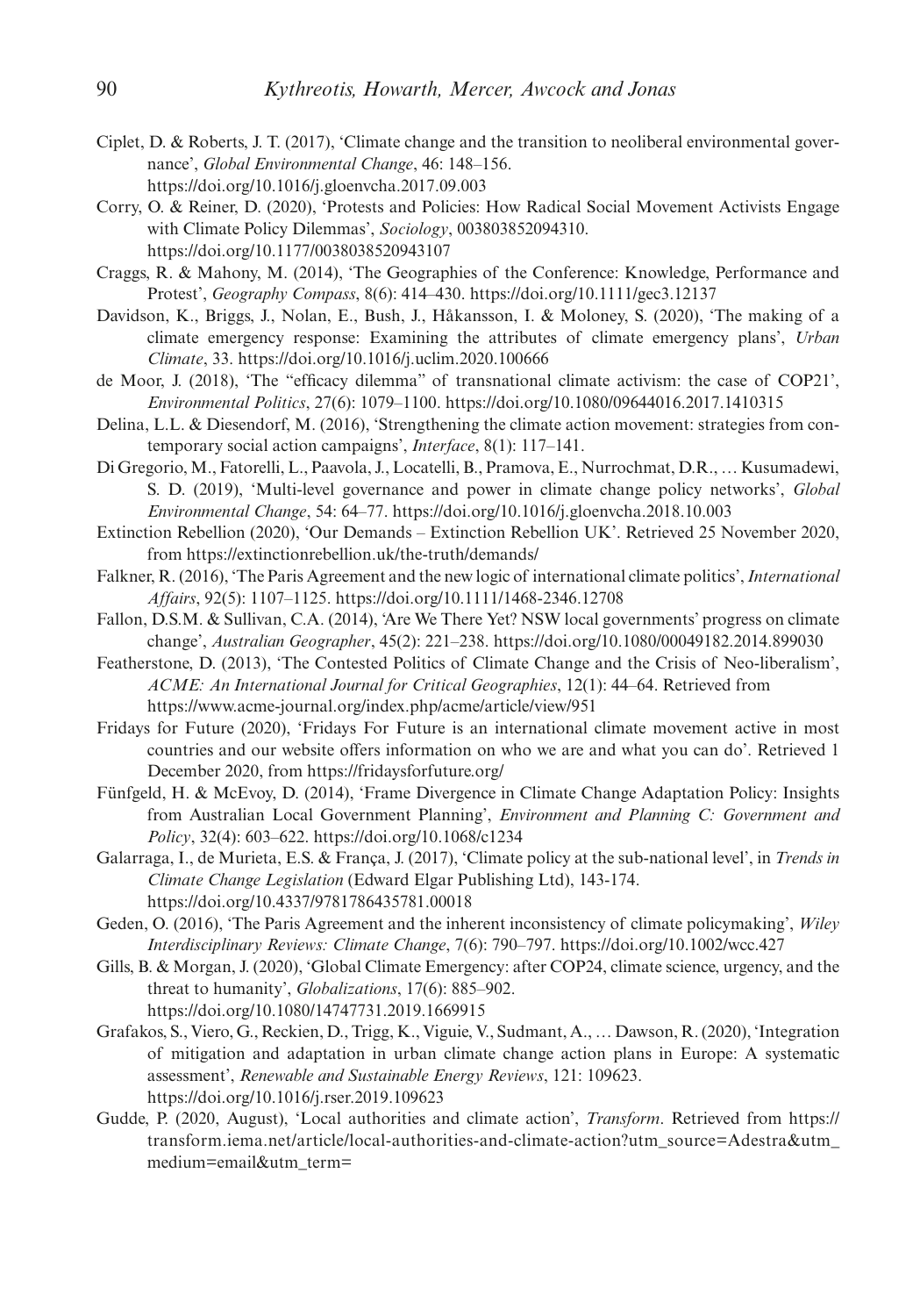Ciplet, D. & Roberts, J. T. (2017), 'Climate change and the transition to neoliberal environmental governance', *Global Environmental Change*, 46: 148–156. https://doi.org/10.1016/j.gloenvcha.2017.09.003

Corry, O. & Reiner, D. (2020), 'Protests and Policies: How Radical Social Movement Activists Engage with Climate Policy Dilemmas', *Sociology*, 003803852094310. https://doi.org/10.1177/0038038520943107

Craggs, R. & Mahony, M. (2014), 'The Geographies of the Conference: Knowledge, Performance and Protest', *Geography Compass*, 8(6): 414–430. https://doi.org/10.1111/gec3.12137

Davidson, K., Briggs, J., Nolan, E., Bush, J., Håkansson, I. & Moloney, S. (2020), 'The making of a climate emergency response: Examining the attributes of climate emergency plans', *Urban Climate*, 33. https://doi.org/10.1016/j.uclim.2020.100666

de Moor, J. (2018), 'The "efficacy dilemma" of transnational climate activism: the case of COP21', *Environmental Politics*, 27(6): 1079–1100. https://doi.org/10.1080/09644016.2017.1410315

Delina, L.L. & Diesendorf, M. (2016), 'Strengthening the climate action movement: strategies from contemporary social action campaigns', *Interface*, 8(1): 117–141.

Di Gregorio, M., Fatorelli, L., Paavola, J., Locatelli, B., Pramova, E., Nurrochmat, D.R., … Kusumadewi, S. D. (2019), 'Multi-level governance and power in climate change policy networks', *Global Environmental Change*, 54: 64–77. https://doi.org/10.1016/j.gloenvcha.2018.10.003

Extinction Rebellion (2020), 'Our Demands – Extinction Rebellion UK'. Retrieved 25 November 2020, from https://extinctionrebellion.uk/the-truth/demands/

Falkner, R. (2016), 'The Paris Agreement and the new logic of international climate politics', *International Affairs*, 92(5): 1107–1125. https://doi.org/10.1111/1468-2346.12708

Fallon, D.S.M. & Sullivan, C.A. (2014), 'Are We There Yet? NSW local governments' progress on climate change', *Australian Geographer*, 45(2): 221–238. https://doi.org/10.1080/00049182.2014.899030

Featherstone, D. (2013), 'The Contested Politics of Climate Change and the Crisis of Neo-liberalism', *ACME: An International Journal for Critical Geographies*, 12(1): 44–64. Retrieved from https://www.acme-journal.org/index.php/acme/article/view/951

Fridays for Future (2020), 'Fridays For Future is an international climate movement active in most countries and our website offers information on who we are and what you can do'. Retrieved 1 December 2020, from https://fridaysforfuture.org/

Fünfgeld, H. & McEvoy, D. (2014), 'Frame Divergence in Climate Change Adaptation Policy: Insights from Australian Local Government Planning', *Environment and Planning C: Government and Policy*, 32(4): 603–622. https://doi.org/10.1068/c1234

Galarraga, I., de Murieta, E.S. & França, J. (2017), 'Climate policy at the sub-national level', in *Trends in Climate Change Legislation* (Edward Elgar Publishing Ltd), 143-174. https://doi.org/10.4337/9781786435781.00018

Geden, O. (2016), 'The Paris Agreement and the inherent inconsistency of climate policymaking', *Wiley Interdisciplinary Reviews: Climate Change*, 7(6): 790–797. https://doi.org/10.1002/wcc.427

Gills, B. & Morgan, J. (2020), 'Global Climate Emergency: after COP24, climate science, urgency, and the threat to humanity', *Globalizations*, 17(6): 885–902. https://doi.org/10.1080/14747731.2019.1669915

Grafakos, S., Viero, G., Reckien, D., Trigg, K., Viguie, V., Sudmant, A., … Dawson, R. (2020), 'Integration of mitigation and adaptation in urban climate change action plans in Europe: A systematic assessment', *Renewable and Sustainable Energy Reviews*, 121: 109623. https://doi.org/10.1016/j.rser.2019.109623

Gudde, P. (2020, August), 'Local authorities and climate action', *Transform*. Retrieved from https://transform.iema.net/article/local-authorities-and-climate-action?utm_source=Adestra&utm_medium=email&utm_term=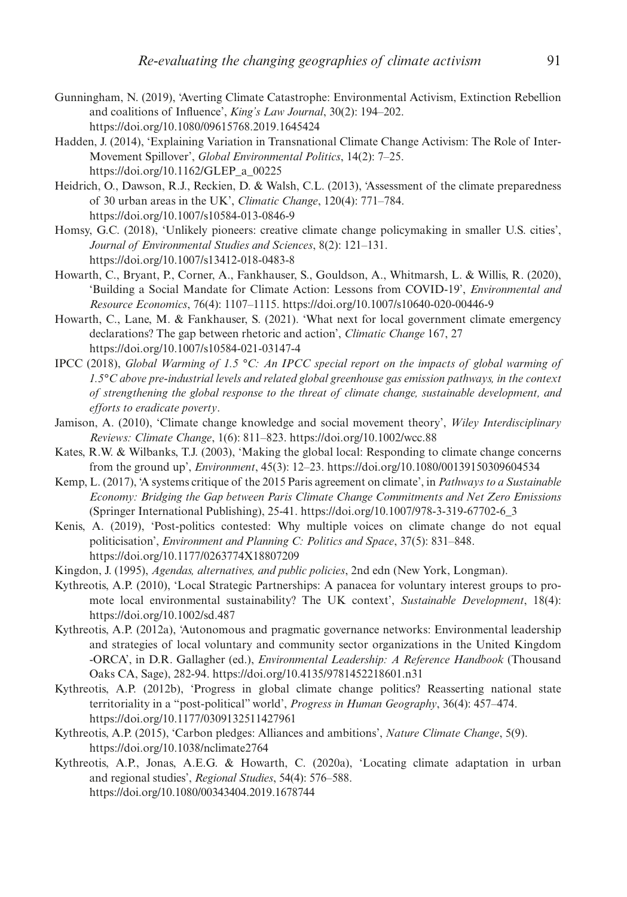Gunningham, N. (2019), 'Averting Climate Catastrophe: Environmental Activism, Extinction Rebellion and coalitions of Influence', *King's Law Journal*, 30(2): 194–202. https://doi.org/10.1080/09615768.2019.1645424

Hadden, J. (2014), 'Explaining Variation in Transnational Climate Change Activism: The Role of Inter-Movement Spillover', *Global Environmental Politics*, 14(2): 7–25. https://doi.org/10.1162/GLEP_a_00225

Heidrich, O., Dawson, R.J., Reckien, D. & Walsh, C.L. (2013), 'Assessment of the climate preparedness of 30 urban areas in the UK', *Climatic Change*, 120(4): 771–784. https://doi.org/10.1007/s10584-013-0846-9

Homsy, G.C. (2018), 'Unlikely pioneers: creative climate change policymaking in smaller U.S. cities', *Journal of Environmental Studies and Sciences*, 8(2): 121–131. https://doi.org/10.1007/s13412-018-0483-8

Howarth, C., Bryant, P., Corner, A., Fankhauser, S., Gouldson, A., Whitmarsh, L. & Willis, R. (2020), 'Building a Social Mandate for Climate Action: Lessons from COVID-19', *Environmental and Resource Economics*, 76(4): 1107–1115. https://doi.org/10.1007/s10640-020-00446-9

Howarth, C., Lane, M. & Fankhauser, S. (2021). 'What next for local government climate emergency declarations? The gap between rhetoric and action', *Climatic Change* 167, 27 https://doi.org/10.1007/s10584-021-03147-4

IPCC (2018), *Global Warming of 1.5 °C: An IPCC special report on the impacts of global warming of 1.5°C above pre-industrial levels and related global greenhouse gas emission pathways, in the context of strengthening the global response to the threat of climate change, sustainable development, and efforts to eradicate poverty*.

Jamison, A. (2010), 'Climate change knowledge and social movement theory', *Wiley Interdisciplinary Reviews: Climate Change*, 1(6): 811–823. https://doi.org/10.1002/wcc.88

Kates, R.W. & Wilbanks, T.J. (2003), 'Making the global local: Responding to climate change concerns from the ground up', *Environment*, 45(3): 12–23. https://doi.org/10.1080/00139150309604534

Kemp, L. (2017), 'A systems critique of the 2015 Paris agreement on climate', in *Pathways to a Sustainable Economy: Bridging the Gap between Paris Climate Change Commitments and Net Zero Emissions* (Springer International Publishing), 25-41. https://doi.org/10.1007/978-3-319-67702-6_3

Kenis, A. (2019), 'Post-politics contested: Why multiple voices on climate change do not equal politicisation', *Environment and Planning C: Politics and Space*, 37(5): 831–848. https://doi.org/10.1177/0263774X18807209

Kingdon, J. (1995), *Agendas, alternatives, and public policies*, 2nd edn (New York, Longman).

Kythreotis, A.P. (2010), 'Local Strategic Partnerships: A panacea for voluntary interest groups to promote local environmental sustainability? The UK context', *Sustainable Development*, 18(4): https://doi.org/10.1002/sd.487

Kythreotis, A.P. (2012a), 'Autonomous and pragmatic governance networks: Environmental leadership and strategies of local voluntary and community sector organizations in the United Kingdom -ORCA', in D.R. Gallagher (ed.), *Environmental Leadership: A Reference Handbook* (Thousand Oaks CA, Sage), 282-94. https://doi.org/10.4135/9781452218601.n31

Kythreotis, A.P. (2012b), 'Progress in global climate change politics? Reasserting national state territoriality in a "post-political" world', *Progress in Human Geography*, 36(4): 457–474. https://doi.org/10.1177/0309132511427961

Kythreotis, A.P. (2015), 'Carbon pledges: Alliances and ambitions', *Nature Climate Change*, 5(9). https://doi.org/10.1038/nclimate2764

Kythreotis, A.P., Jonas, A.E.G. & Howarth, C. (2020a), 'Locating climate adaptation in urban and regional studies', *Regional Studies*, 54(4): 576–588. https://doi.org/10.1080/00343404.2019.1678744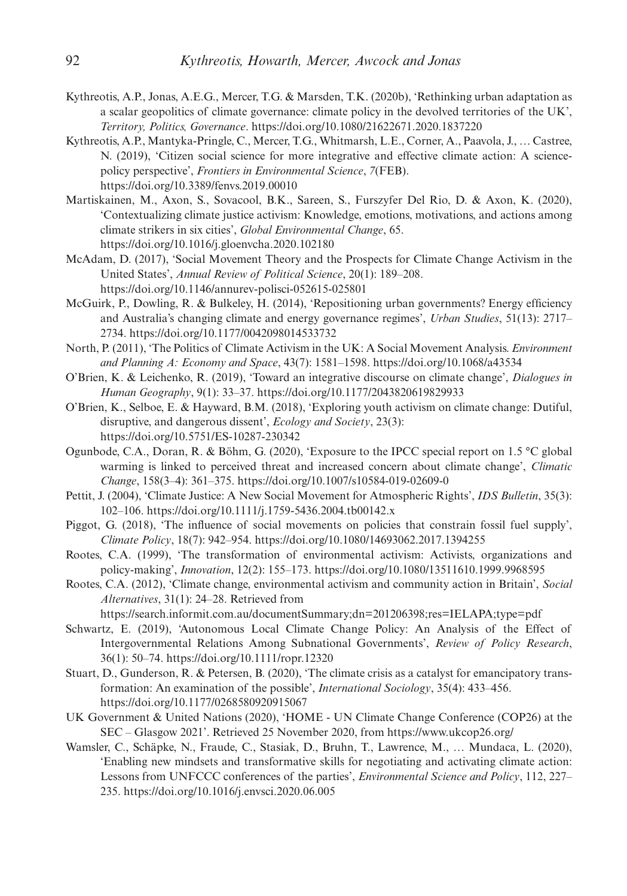Kythreotis, A.P., Jonas, A.E.G., Mercer, T.G. & Marsden, T.K. (2020b), 'Rethinking urban adaptation as a scalar geopolitics of climate governance: climate policy in the devolved territories of the UK', *Territory, Politics, Governance*. https://doi.org/10.1080/21622671.2020.1837220

Kythreotis, A.P., Mantyka-Pringle, C., Mercer, T.G., Whitmarsh, L.E., Corner, A., Paavola, J., … Castree, N. (2019), 'Citizen social science for more integrative and effective climate action: A science-policy perspective', *Frontiers in Environmental Science*, *7*(FEB). https://doi.org/10.3389/fenvs.2019.00010

Martiskainen, M., Axon, S., Sovacool, B.K., Sareen, S., Furszyfer Del Rio, D. & Axon, K. (2020), 'Contextualizing climate justice activism: Knowledge, emotions, motivations, and actions among climate strikers in six cities', *Global Environmental Change*, 65. https://doi.org/10.1016/j.gloenvcha.2020.102180

McAdam, D. (2017), 'Social Movement Theory and the Prospects for Climate Change Activism in the United States', *Annual Review of Political Science*, 20(1): 189–208. https://doi.org/10.1146/annurev-polisci-052615-025801

McGuirk, P., Dowling, R. & Bulkeley, H. (2014), 'Repositioning urban governments? Energy efficiency and Australia's changing climate and energy governance regimes', *Urban Studies*, 51(13): 2717–2734. https://doi.org/10.1177/0042098014533732

North, P. (2011), 'The Politics of Climate Activism in the UK: A Social Movement Analysis. *Environment and Planning A: Economy and Space*, 43(7): 1581–1598. https://doi.org/10.1068/a43534

O'Brien, K. & Leichenko, R. (2019), 'Toward an integrative discourse on climate change', *Dialogues in Human Geography*, 9(1): 33–37. https://doi.org/10.1177/2043820619829933

O'Brien, K., Selboe, E. & Hayward, B.M. (2018), 'Exploring youth activism on climate change: Dutiful, disruptive, and dangerous dissent', *Ecology and Society*, 23(3): https://doi.org/10.5751/ES-10287-230342

Ogunbode, C.A., Doran, R. & Böhm, G. (2020), 'Exposure to the IPCC special report on 1.5 °C global warming is linked to perceived threat and increased concern about climate change', *Climatic Change*, 158(3–4): 361–375. https://doi.org/10.1007/s10584-019-02609-0

Pettit, J. (2004), 'Climate Justice: A New Social Movement for Atmospheric Rights', *IDS Bulletin*, 35(3): 102–106. https://doi.org/10.1111/j.1759-5436.2004.tb00142.x

Piggot, G. (2018), 'The influence of social movements on policies that constrain fossil fuel supply', *Climate Policy*, 18(7): 942–954. https://doi.org/10.1080/14693062.2017.1394255

Rootes, C.A. (1999), 'The transformation of environmental activism: Activists, organizations and policy-making', *Innovation*, 12(2): 155–173. https://doi.org/10.1080/13511610.1999.9968595

Rootes, C.A. (2012), 'Climate change, environmental activism and community action in Britain', *Social Alternatives*, 31(1): 24–28. Retrieved from https://search.informit.com.au/documentSummary;dn=201206398;res=IELAPA;type=pdf

Schwartz, E. (2019), 'Autonomous Local Climate Change Policy: An Analysis of the Effect of Intergovernmental Relations Among Subnational Governments', *Review of Policy Research*, 36(1): 50–74. https://doi.org/10.1111/ropr.12320

Stuart, D., Gunderson, R. & Petersen, B. (2020), 'The climate crisis as a catalyst for emancipatory transformation: An examination of the possible', *International Sociology*, 35(4): 433–456. https://doi.org/10.1177/0268580920915067

UK Government & United Nations (2020), 'HOME - UN Climate Change Conference (COP26) at the SEC – Glasgow 2021'. Retrieved 25 November 2020, from https://www.ukcop26.org/

Wamsler, C., Schäpke, N., Fraude, C., Stasiak, D., Bruhn, T., Lawrence, M., … Mundaca, L. (2020), 'Enabling new mindsets and transformative skills for negotiating and activating climate action: Lessons from UNFCCC conferences of the parties', *Environmental Science and Policy*, 112, 227–235. https://doi.org/10.1016/j.envsci.2020.06.005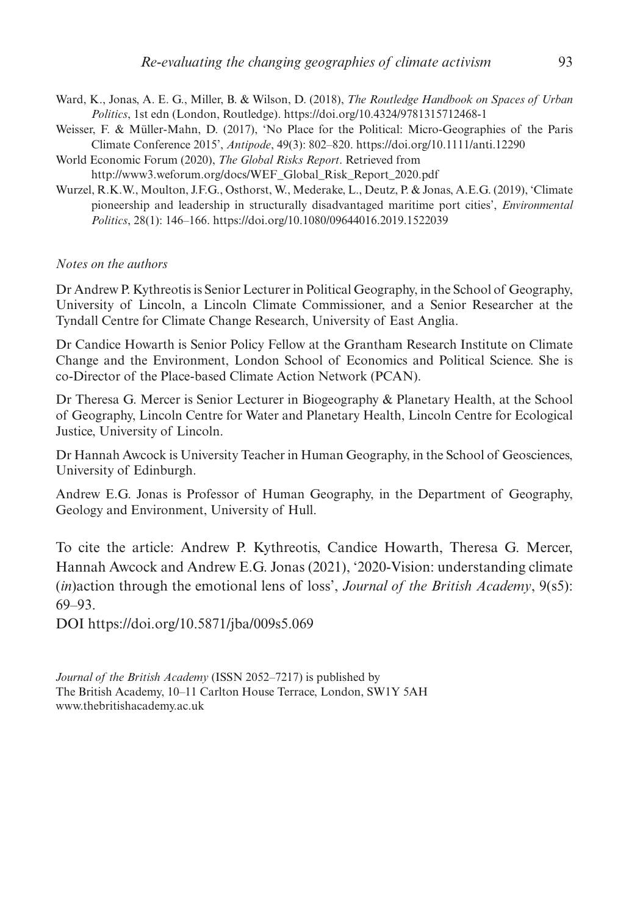Ward, K., Jonas, A. E. G., Miller, B. & Wilson, D. (2018), *The Routledge Handbook on Spaces of Urban Politics*, 1st edn (London, Routledge). https://doi.org/10.4324/9781315712468-1

Weisser, F. & Müller-Mahn, D. (2017), 'No Place for the Political: Micro-Geographies of the Paris Climate Conference 2015', *Antipode*, 49(3): 802–820. https://doi.org/10.1111/anti.12290

World Economic Forum (2020), *The Global Risks Report*. Retrieved from http://www3.weforum.org/docs/WEF_Global_Risk_Report_2020.pdf

Wurzel, R.K.W., Moulton, J.F.G., Osthorst, W., Mederake, L., Deutz, P. & Jonas, A.E.G. (2019), 'Climate pioneership and leadership in structurally disadvantaged maritime port cities', *Environmental Politics*, 28(1): 146–166. https://doi.org/10.1080/09644016.2019.1522039

*Notes on the authors*

Dr Andrew P. Kythreotis is Senior Lecturer in Political Geography, in the School of Geography, University of Lincoln, a Lincoln Climate Commissioner, and a Senior Researcher at the Tyndall Centre for Climate Change Research, University of East Anglia.

Dr Candice Howarth is Senior Policy Fellow at the Grantham Research Institute on Climate Change and the Environment, London School of Economics and Political Science. She is co-Director of the Place-based Climate Action Network (PCAN).

Dr Theresa G. Mercer is Senior Lecturer in Biogeography & Planetary Health, at the School of Geography, Lincoln Centre for Water and Planetary Health, Lincoln Centre for Ecological Justice, University of Lincoln.

Dr Hannah Awcock is University Teacher in Human Geography, in the School of Geosciences, University of Edinburgh.

Andrew E.G. Jonas is Professor of Human Geography, in the Department of Geography, Geology and Environment, University of Hull.

To cite the article: Andrew P. Kythreotis, Candice Howarth, Theresa G. Mercer, Hannah Awcock and Andrew E.G. Jonas (2021), '2020-Vision: understanding climate (*in*)action through the emotional lens of loss', *Journal of the British Academy*, 9(s5): 69–93.

DOI https://doi.org/10.5871/jba/009s5.069

*Journal of the British Academy* (ISSN 2052–7217) is published by
The British Academy, 10–11 Carlton House Terrace, London, SW1Y 5AH
www.thebritishacademy.ac.uk